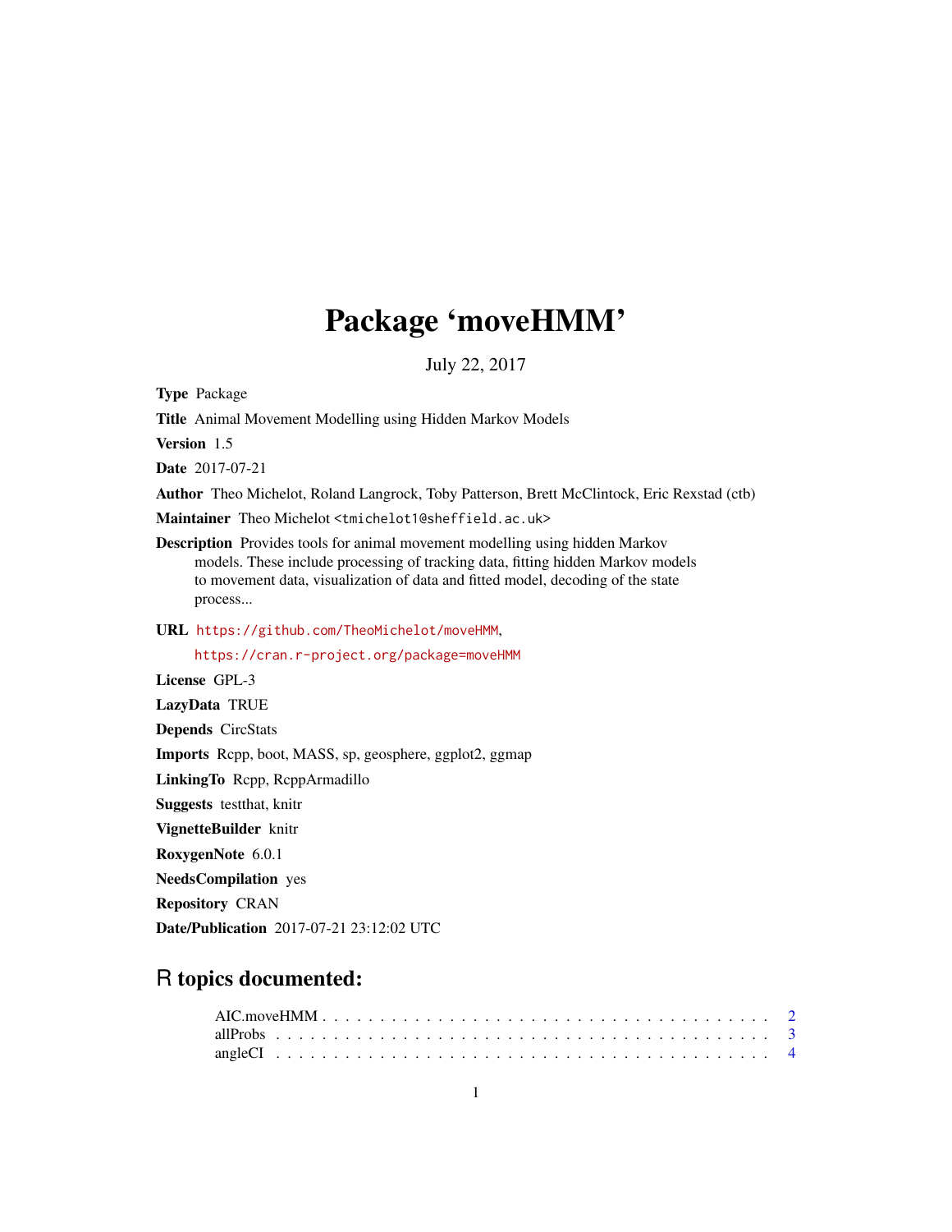# Package 'moveHMM'

July 22, 2017

**Type** Package

**Title** Animal Movement Modelling using Hidden Markov Models

**Version** 1.5

**Date** 2017-07-21

**Author** Theo Michelot, Roland Langrock, Toby Patterson, Brett McClintock, Eric Rexstad (ctb)

**Maintainer** Theo Michelot <tmichelot1@sheffield.ac.uk>

**Description** Provides tools for animal movement modelling using hidden Markov models. These include processing of tracking data, fitting hidden Markov models to movement data, visualization of data and fitted model, decoding of the state process...

**URL** https://github.com/TheoMichelot/moveHMM, https://cran.r-project.org/package=moveHMM

**License** GPL-3

**LazyData** TRUE

**Depends** CircStats

**Imports** Rcpp, boot, MASS, sp, geosphere, ggplot2, ggmap

**LinkingTo** Rcpp, RcppArmadillo

**Suggests** testthat, knitr

**VignetteBuilder** knitr

**RoxygenNote** 6.0.1

**NeedsCompilation** yes

**Repository** CRAN

**Date/Publication** 2017-07-21 23:12:02 UTC

## R topics documented:

AIC.moveHMM . . . . . . . . . . . . . . . . . . . . . . . . . . . . . . . . . . . . 2
allProbs . . . . . . . . . . . . . . . . . . . . . . . . . . . . . . . . . . . . . . . 3
angleCI . . . . . . . . . . . . . . . . . . . . . . . . . . . . . . . . . . . . . . . 4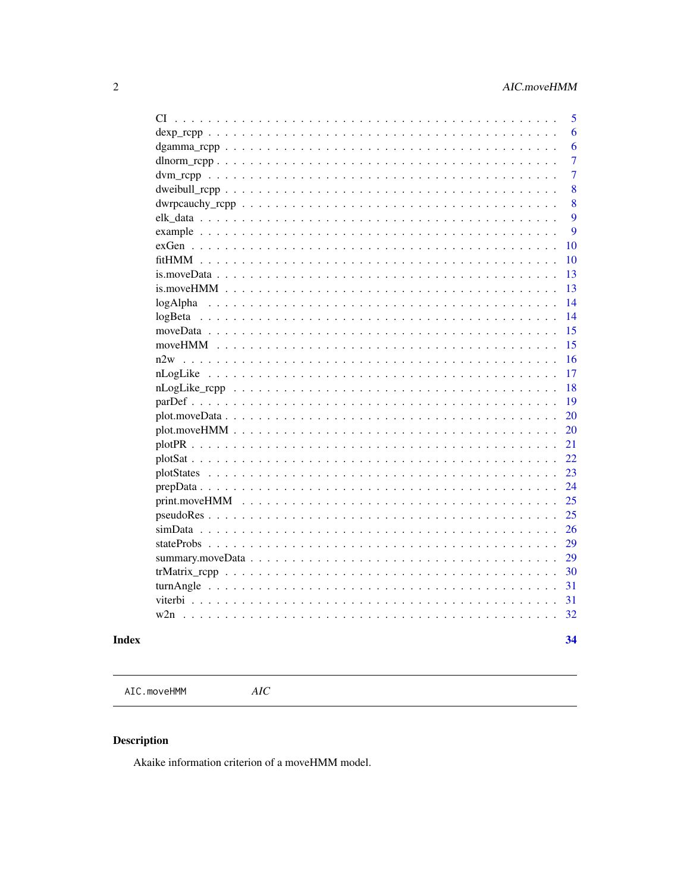| | |
|---|---|
| CI | 5 |
| dexp_rcpp | 6 |
| dgamma_rcpp | 6 |
| dlnorm_rcpp | 7 |
| dvm_rcpp | 7 |
| dweibull_rcpp | 8 |
| dwrpcauchy_rcpp | 8 |
| elk_data | 9 |
| example | 9 |
| exGen | 10 |
| fitHMM | 10 |
| is.moveData | 13 |
| is.moveHMM | 13 |
| logAlpha | 14 |
| logBeta | 14 |
| moveData | 15 |
| moveHMM | 15 |
| n2w | 16 |
| nLogLike | 17 |
| nLogLike_rcpp | 18 |
| parDef | 19 |
| plot.moveData | 20 |
| plot.moveHMM | 20 |
| plotPR | 21 |
| plotSat | 22 |
| plotStates | 23 |
| prepData | 24 |
| print.moveHMM | 25 |
| pseudoRes | 25 |
| simData | 26 |
| stateProbs | 29 |
| summary.moveData | 29 |
| trMatrix_rcpp | 30 |
| turnAngle | 31 |
| viterbi | 31 |
| w2n | 32 |
| **Index** | **34** |

---

`AIC.moveHMM` *AIC*

---

## Description

Akaike information criterion of a moveHMM model.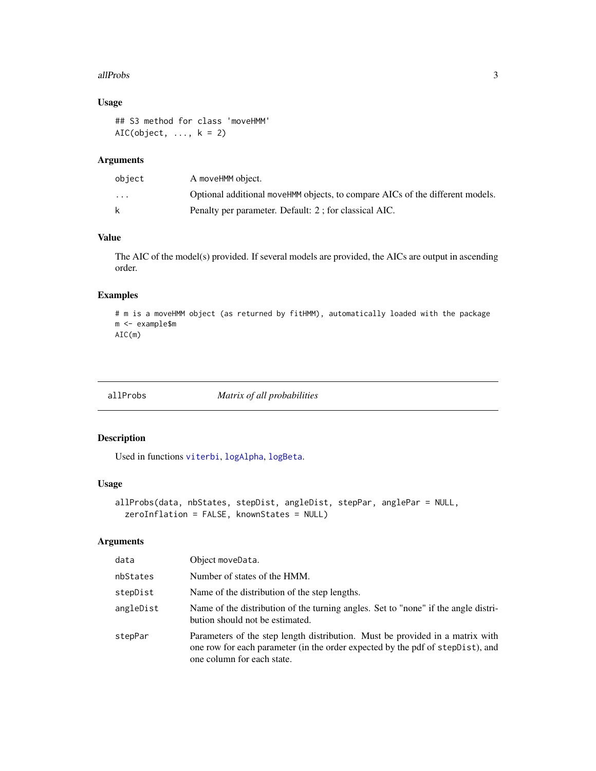### Usage

```
## S3 method for class 'moveHMM'
AIC(object, ..., k = 2)
```

### Arguments

| | |
|---|---|
| object | A moveHMM object. |
| ... | Optional additional moveHMM objects, to compare AICs of the different models. |
| k | Penalty per parameter. Default: 2 ; for classical AIC. |

### Value

The AIC of the model(s) provided. If several models are provided, the AICs are output in ascending order.

### Examples

```
# m is a moveHMM object (as returned by fitHMM), automatically loaded with the package
m <- example$m
AIC(m)
```

---

## allProbs — *Matrix of all probabilities*

---

### Description

Used in functions viterbi, logAlpha, logBeta.

### Usage

```
allProbs(data, nbStates, stepDist, angleDist, stepPar, anglePar = NULL,
  zeroInflation = FALSE, knownStates = NULL)
```

### Arguments

| | |
|---|---|
| data | Object moveData. |
| nbStates | Number of states of the HMM. |
| stepDist | Name of the distribution of the step lengths. |
| angleDist | Name of the distribution of the turning angles. Set to "none" if the angle distribution should not be estimated. |
| stepPar | Parameters of the step length distribution. Must be provided in a matrix with one row for each parameter (in the order expected by the pdf of stepDist), and one column for each state. |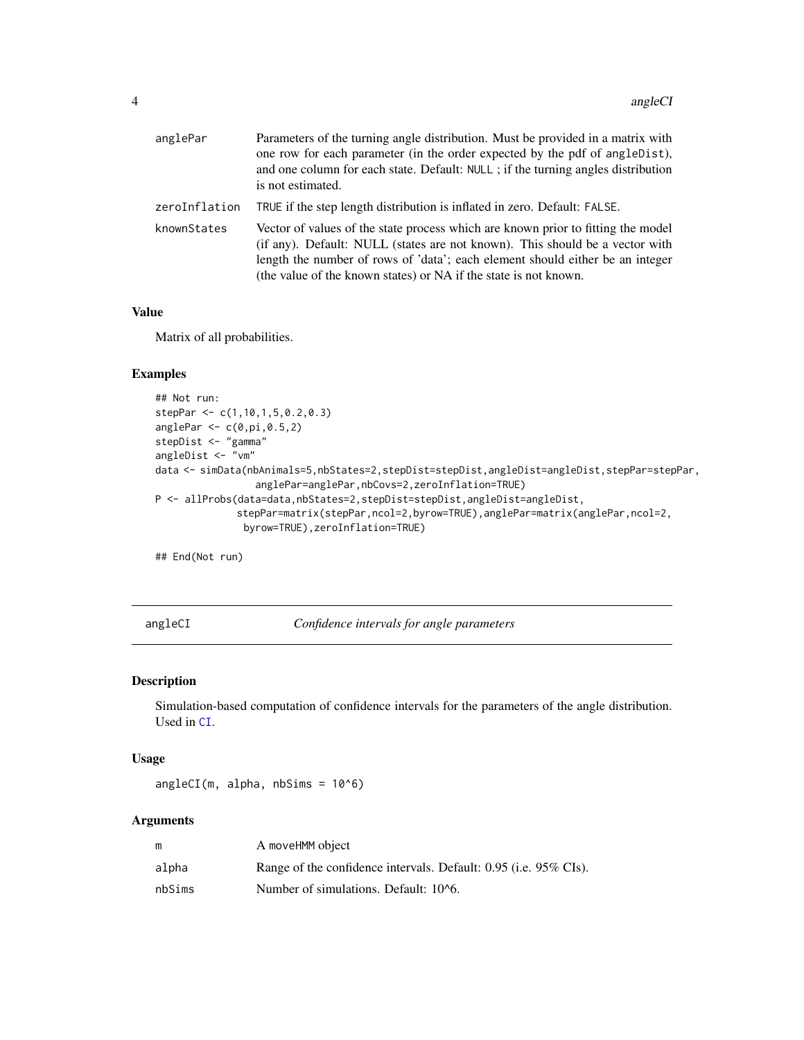| | |
|---|---|
| anglePar | Parameters of the turning angle distribution. Must be provided in a matrix with one row for each parameter (in the order expected by the pdf of angleDist), and one column for each state. Default: NULL ; if the turning angles distribution is not estimated. |
| zeroInflation | TRUE if the step length distribution is inflated in zero. Default: FALSE. |
| knownStates | Vector of values of the state process which are known prior to fitting the model (if any). Default: NULL (states are not known). This should be a vector with length the number of rows of 'data'; each element should either be an integer (the value of the known states) or NA if the state is not known. |

### Value

Matrix of all probabilities.

### Examples

```
## Not run:
stepPar <- c(1,10,1,5,0.2,0.3)
anglePar <- c(0,pi,0.5,2)
stepDist <- "gamma"
angleDist <- "vm"
data <- simData(nbAnimals=5,nbStates=2,stepDist=stepDist,angleDist=angleDist,stepPar=stepPar,
                anglePar=anglePar,nbCovs=2,zeroInflation=TRUE)
P <- allProbs(data=data,nbStates=2,stepDist=stepDist,angleDist=angleDist,
              stepPar=matrix(stepPar,ncol=2,byrow=TRUE),anglePar=matrix(anglePar,ncol=2,
              byrow=TRUE),zeroInflation=TRUE)

## End(Not run)
```

---

## angleCI &nbsp;&nbsp;&nbsp; *Confidence intervals for angle parameters*

### Description

Simulation-based computation of confidence intervals for the parameters of the angle distribution. Used in CI.

### Usage

```
angleCI(m, alpha, nbSims = 10^6)
```

### Arguments

| | |
|---|---|
| m | A moveHMM object |
| alpha | Range of the confidence intervals. Default: 0.95 (i.e. 95% CIs). |
| nbSims | Number of simulations. Default: 10^6. |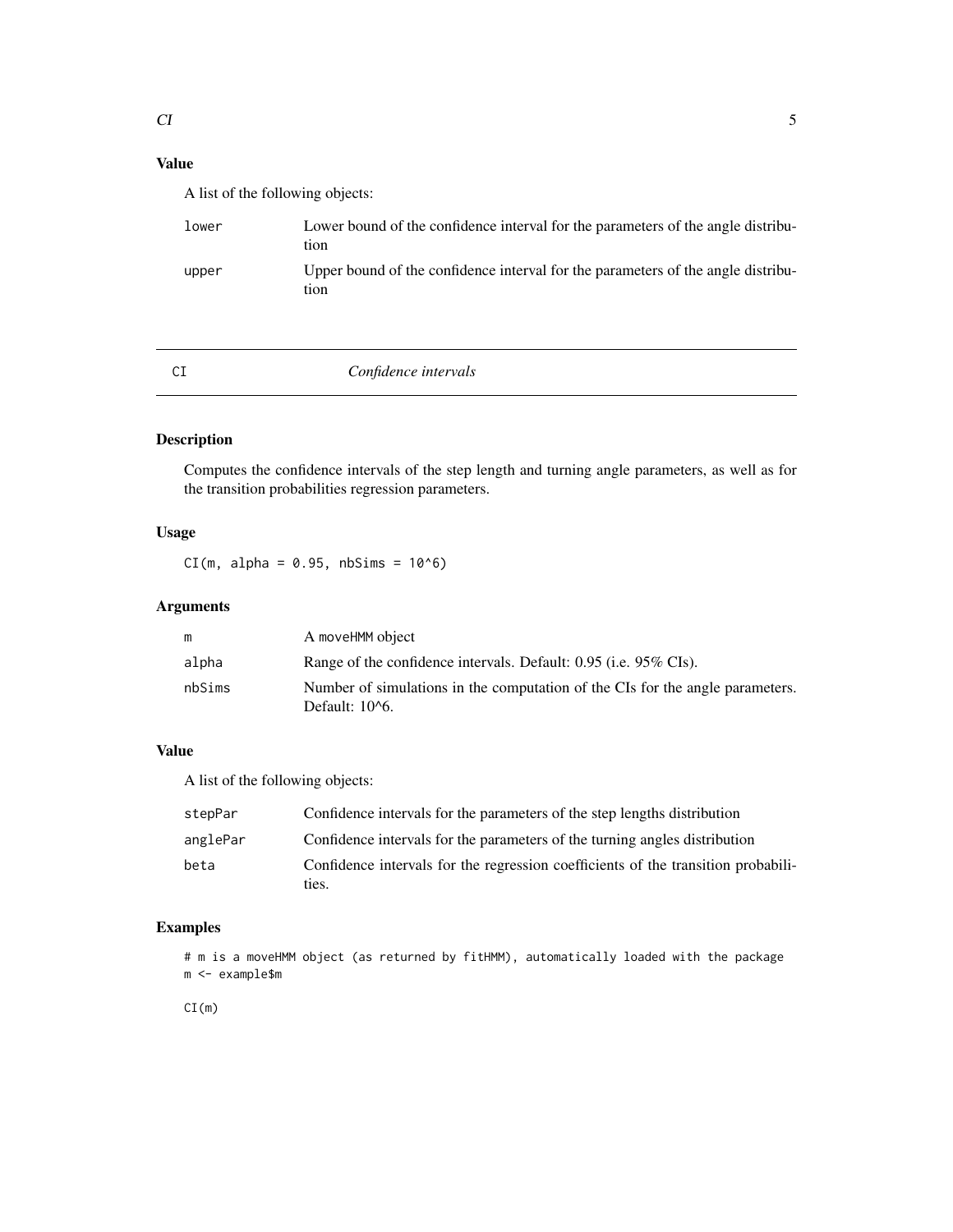### Value

A list of the following objects:

| | |
|---|---|
| lower | Lower bound of the confidence interval for the parameters of the angle distribution |
| upper | Upper bound of the confidence interval for the parameters of the angle distribution |

## CI — *Confidence intervals*

### Description

Computes the confidence intervals of the step length and turning angle parameters, as well as for the transition probabilities regression parameters.

### Usage

```
CI(m, alpha = 0.95, nbSims = 10^6)
```

### Arguments

| | |
|---|---|
| m | A moveHMM object |
| alpha | Range of the confidence intervals. Default: 0.95 (i.e. 95% CIs). |
| nbSims | Number of simulations in the computation of the CIs for the angle parameters. Default: 10^6. |

### Value

A list of the following objects:

| | |
|---|---|
| stepPar | Confidence intervals for the parameters of the step lengths distribution |
| anglePar | Confidence intervals for the parameters of the turning angles distribution |
| beta | Confidence intervals for the regression coefficients of the transition probabilities. |

### Examples

```
# m is a moveHMM object (as returned by fitHMM), automatically loaded with the package
m <- example$m

CI(m)
```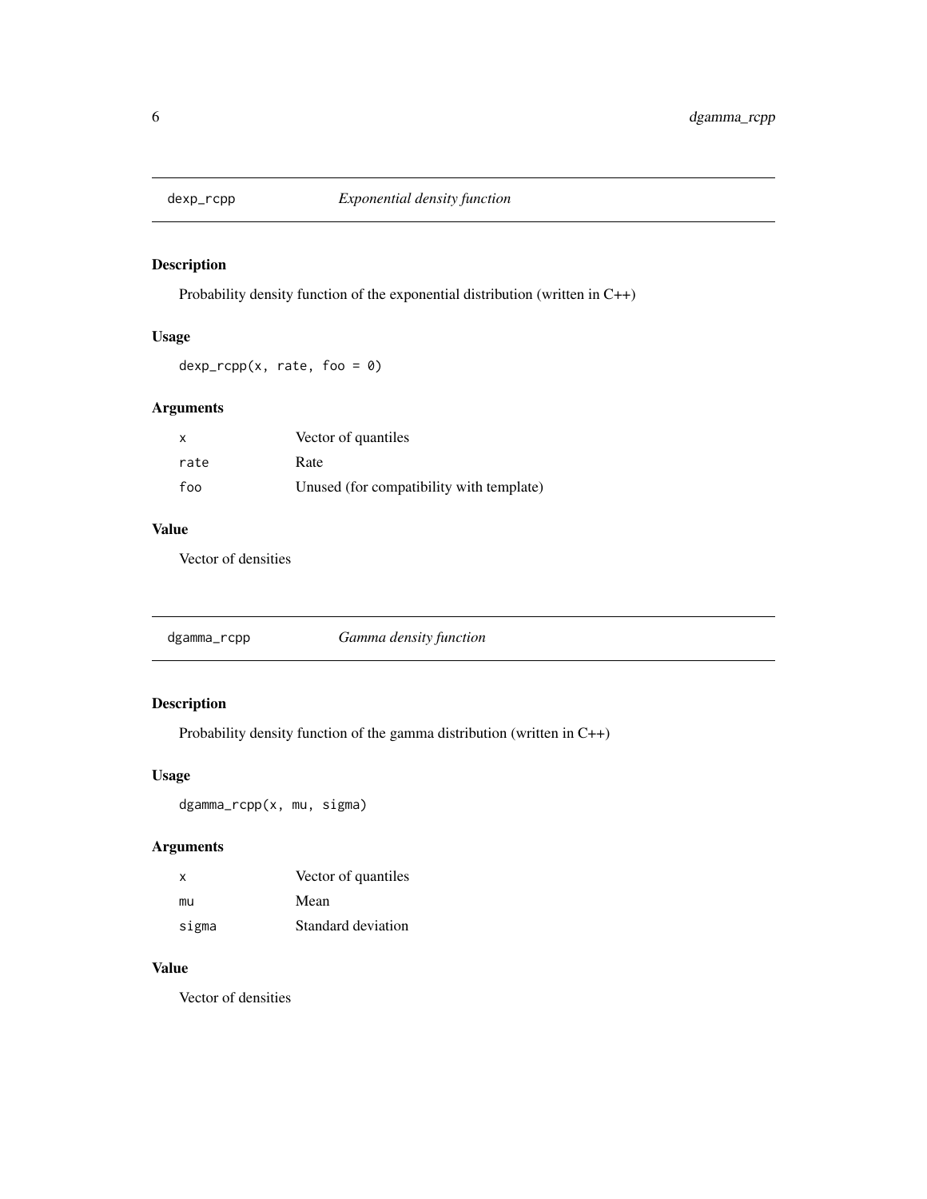## dexp_rcpp — *Exponential density function*

### Description

Probability density function of the exponential distribution (written in C++)

### Usage

```
dexp_rcpp(x, rate, foo = 0)
```

### Arguments

| | |
|---|---|
| x | Vector of quantiles |
| rate | Rate |
| foo | Unused (for compatibility with template) |

### Value

Vector of densities

## dgamma_rcpp — *Gamma density function*

### Description

Probability density function of the gamma distribution (written in C++)

### Usage

```
dgamma_rcpp(x, mu, sigma)
```

### Arguments

| | |
|---|---|
| x | Vector of quantiles |
| mu | Mean |
| sigma | Standard deviation |

### Value

Vector of densities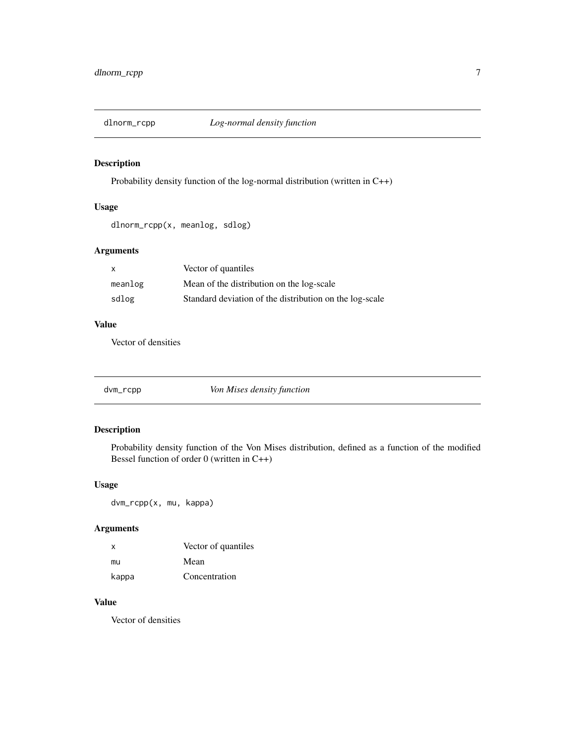## dlnorm_rcpp *Log-normal density function*

### Description

Probability density function of the log-normal distribution (written in C++)

### Usage

```
dlnorm_rcpp(x, meanlog, sdlog)
```

### Arguments

| | |
|---|---|
| x | Vector of quantiles |
| meanlog | Mean of the distribution on the log-scale |
| sdlog | Standard deviation of the distribution on the log-scale |

### Value

Vector of densities

## dvm_rcpp *Von Mises density function*

### Description

Probability density function of the Von Mises distribution, defined as a function of the modified Bessel function of order 0 (written in C++)

### Usage

```
dvm_rcpp(x, mu, kappa)
```

### Arguments

| | |
|---|---|
| x | Vector of quantiles |
| mu | Mean |
| kappa | Concentration |

### Value

Vector of densities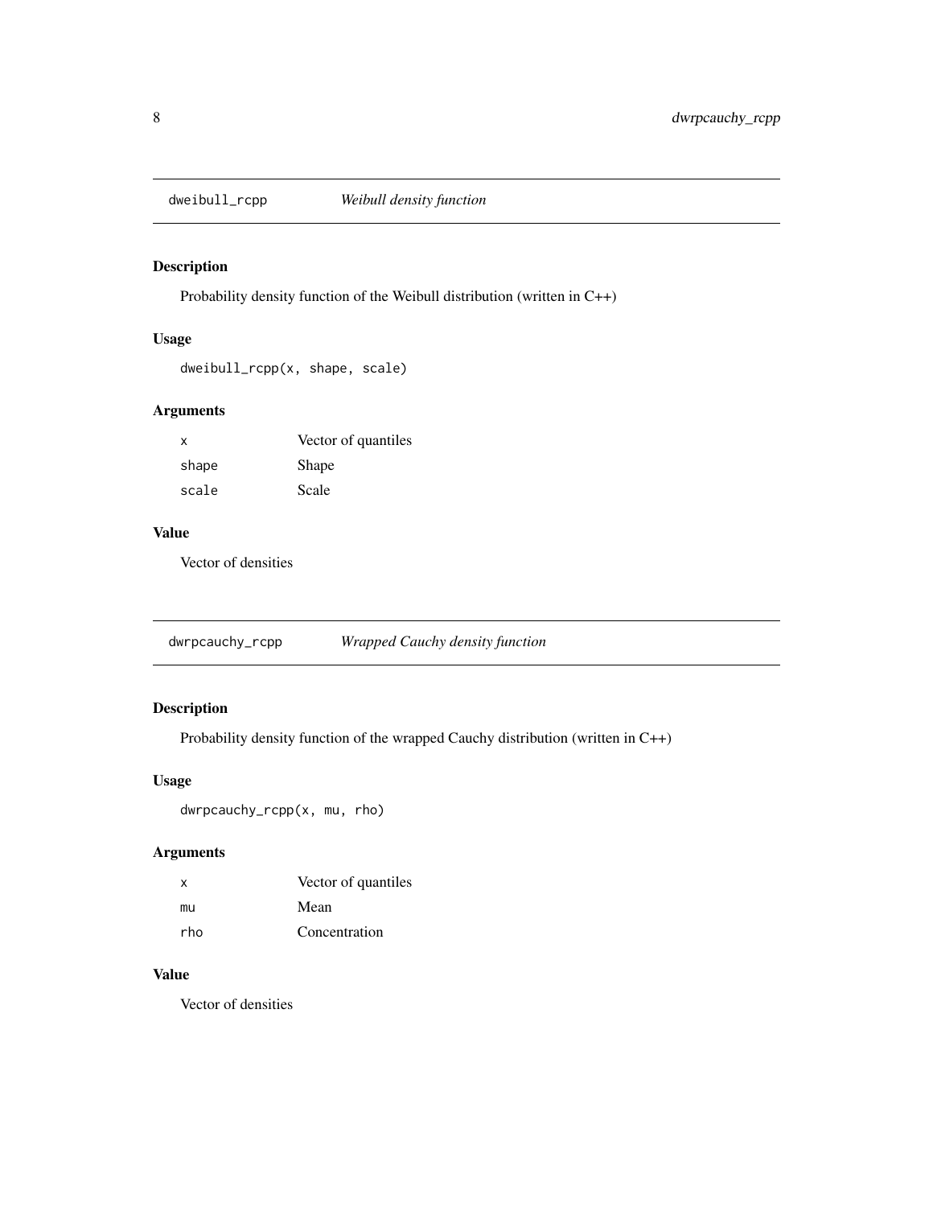## dweibull_rcpp — *Weibull density function*

### Description

Probability density function of the Weibull distribution (written in C++)

### Usage

```
dweibull_rcpp(x, shape, scale)
```

### Arguments

| | |
|---|---|
| x | Vector of quantiles |
| shape | Shape |
| scale | Scale |

### Value

Vector of densities

## dwrpcauchy_rcpp — *Wrapped Cauchy density function*

### Description

Probability density function of the wrapped Cauchy distribution (written in C++)

### Usage

```
dwrpcauchy_rcpp(x, mu, rho)
```

### Arguments

| | |
|---|---|
| x | Vector of quantiles |
| mu | Mean |
| rho | Concentration |

### Value

Vector of densities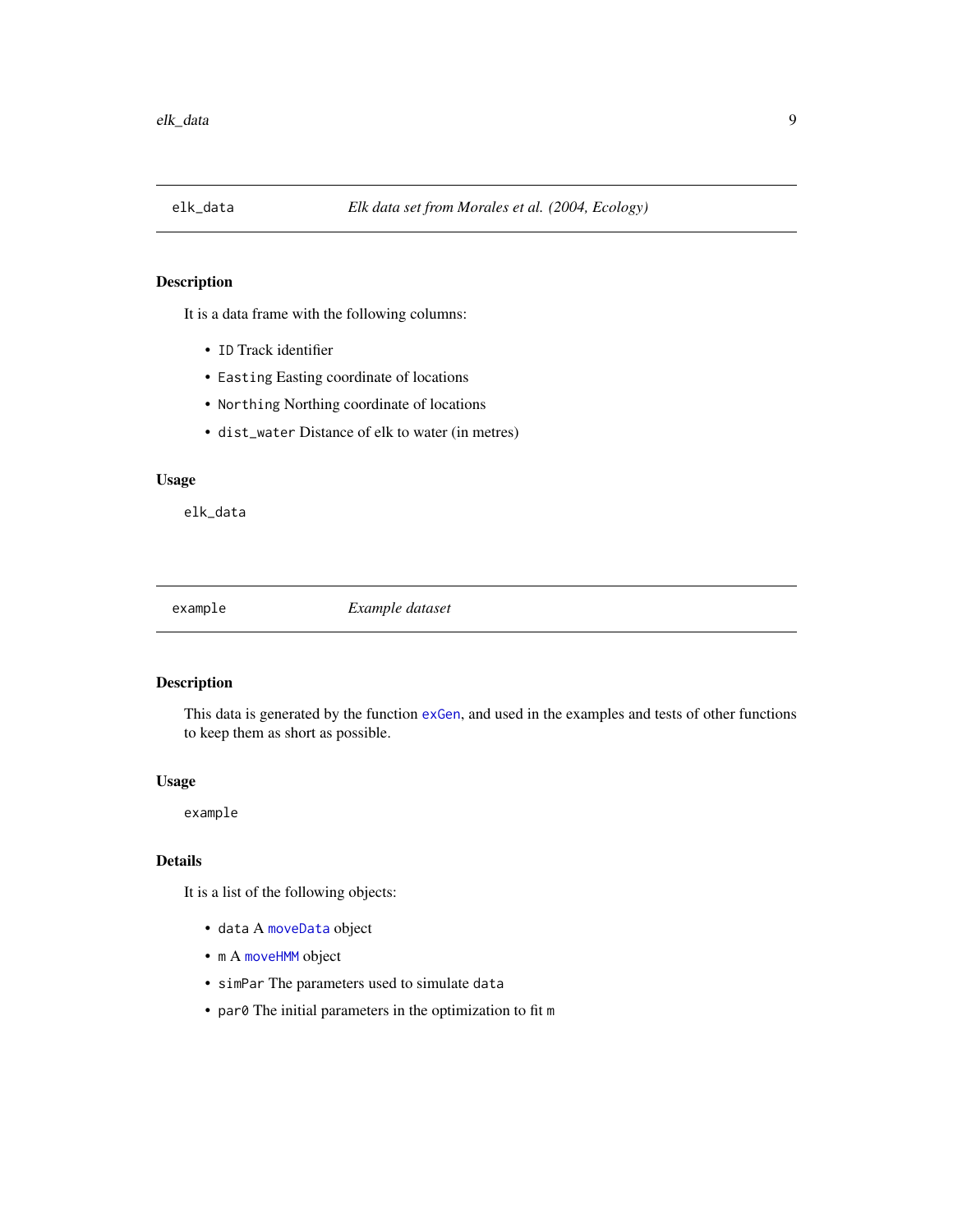## elk_data — *Elk data set from Morales et al. (2004, Ecology)*

### Description

It is a data frame with the following columns:

- `ID` Track identifier
- `Easting` Easting coordinate of locations
- `Northing` Northing coordinate of locations
- `dist_water` Distance of elk to water (in metres)

### Usage

```
elk_data
```

## example — *Example dataset*

### Description

This data is generated by the function `exGen`, and used in the examples and tests of other functions to keep them as short as possible.

### Usage

```
example
```

### Details

It is a list of the following objects:

- `data` A `moveData` object
- `m` A `moveHMM` object
- `simPar` The parameters used to simulate `data`
- `par0` The initial parameters in the optimization to fit `m`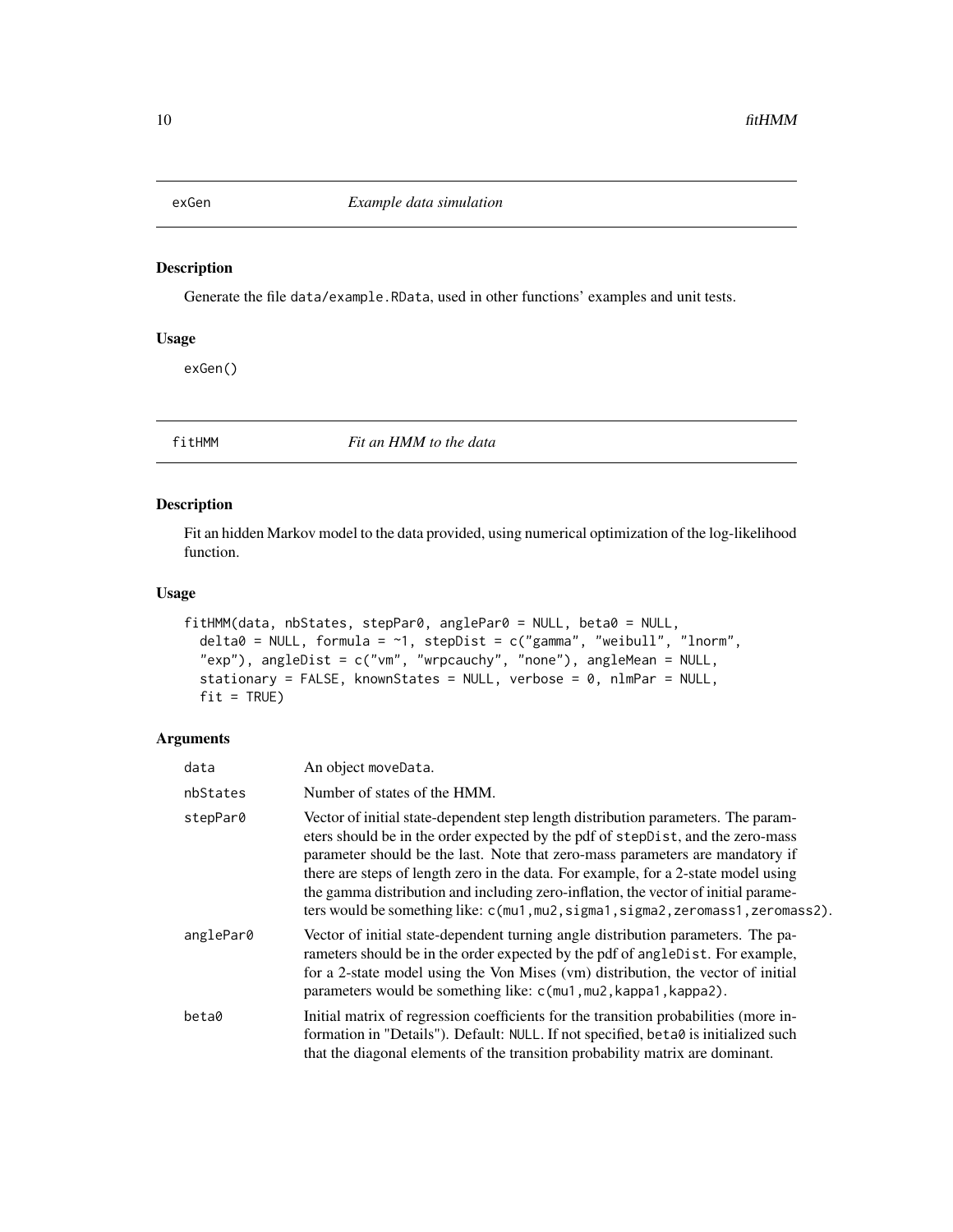## exGen *Example data simulation*

### Description

Generate the file data/example.RData, used in other functions' examples and unit tests.

### Usage

```
exGen()
```

## fitHMM *Fit an HMM to the data*

### Description

Fit an hidden Markov model to the data provided, using numerical optimization of the log-likelihood function.

### Usage

```
fitHMM(data, nbStates, stepPar0, anglePar0 = NULL, beta0 = NULL,
  delta0 = NULL, formula = ~1, stepDist = c("gamma", "weibull", "lnorm",
  "exp"), angleDist = c("vm", "wrpcauchy", "none"), angleMean = NULL,
  stationary = FALSE, knownStates = NULL, verbose = 0, nlmPar = NULL,
  fit = TRUE)
```

### Arguments

| | |
|---|---|
| data | An object moveData. |
| nbStates | Number of states of the HMM. |
| stepPar0 | Vector of initial state-dependent step length distribution parameters. The parameters should be in the order expected by the pdf of stepDist, and the zero-mass parameter should be the last. Note that zero-mass parameters are mandatory if there are steps of length zero in the data. For example, for a 2-state model using the gamma distribution and including zero-inflation, the vector of initial parameters would be something like: c(mu1,mu2,sigma1,sigma2,zeromass1,zeromass2). |
| anglePar0 | Vector of initial state-dependent turning angle distribution parameters. The parameters should be in the order expected by the pdf of angleDist. For example, for a 2-state model using the Von Mises (vm) distribution, the vector of initial parameters would be something like: c(mu1,mu2,kappa1,kappa2). |
| beta0 | Initial matrix of regression coefficients for the transition probabilities (more information in "Details"). Default: NULL. If not specified, beta0 is initialized such that the diagonal elements of the transition probability matrix are dominant. |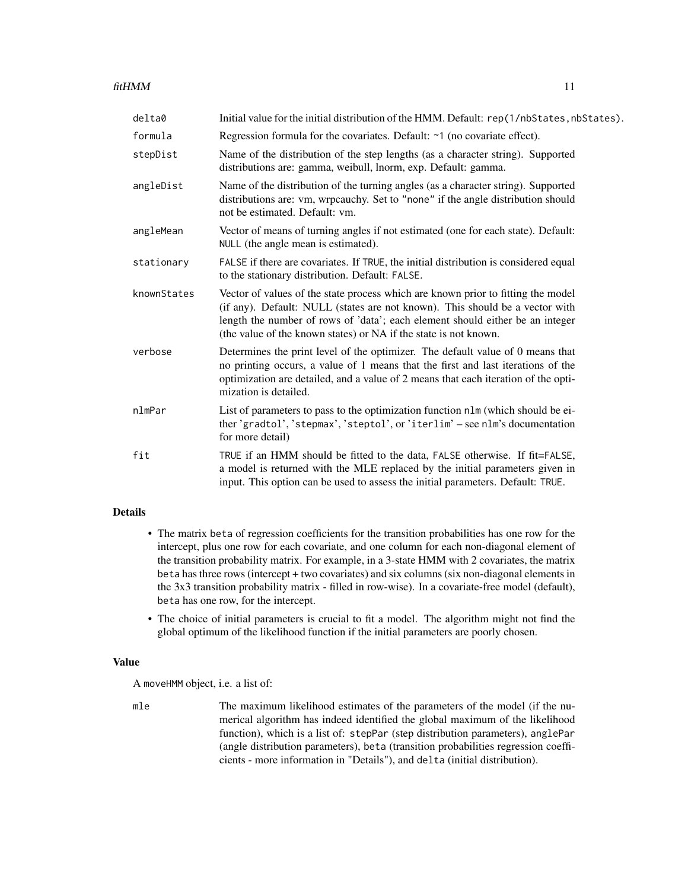| | |
|---|---|
| `delta0` | Initial value for the initial distribution of the HMM. Default: `rep(1/nbStates,nbStates)`. |
| `formula` | Regression formula for the covariates. Default: `~1` (no covariate effect). |
| `stepDist` | Name of the distribution of the step lengths (as a character string). Supported distributions are: gamma, weibull, lnorm, exp. Default: gamma. |
| `angleDist` | Name of the distribution of the turning angles (as a character string). Supported distributions are: vm, wrpcauchy. Set to `"none"` if the angle distribution should not be estimated. Default: vm. |
| `angleMean` | Vector of means of turning angles if not estimated (one for each state). Default: `NULL` (the angle mean is estimated). |
| `stationary` | `FALSE` if there are covariates. If `TRUE`, the initial distribution is considered equal to the stationary distribution. Default: `FALSE`. |
| `knownStates` | Vector of values of the state process which are known prior to fitting the model (if any). Default: NULL (states are not known). This should be a vector with length the number of rows of 'data'; each element should either be an integer (the value of the known states) or NA if the state is not known. |
| `verbose` | Determines the print level of the optimizer. The default value of 0 means that no printing occurs, a value of 1 means that the first and last iterations of the optimization are detailed, and a value of 2 means that each iteration of the optimization is detailed. |
| `nlmPar` | List of parameters to pass to the optimization function `nlm` (which should be either `'gradtol'`, `'stepmax'`, `'steptol'`, or `'iterlim'` – see `nlm`'s documentation for more detail) |
| `fit` | `TRUE` if an HMM should be fitted to the data, `FALSE` otherwise. If fit=`FALSE`, a model is returned with the MLE replaced by the initial parameters given in input. This option can be used to assess the initial parameters. Default: `TRUE`. |

## Details

- The matrix `beta` of regression coefficients for the transition probabilities has one row for the intercept, plus one row for each covariate, and one column for each non-diagonal element of the transition probability matrix. For example, in a 3-state HMM with 2 covariates, the matrix `beta` has three rows (intercept + two covariates) and six columns (six non-diagonal elements in the 3x3 transition probability matrix - filled in row-wise). In a covariate-free model (default), `beta` has one row, for the intercept.
- The choice of initial parameters is crucial to fit a model. The algorithm might not find the global optimum of the likelihood function if the initial parameters are poorly chosen.

## Value

A `moveHMM` object, i.e. a list of:

| | |
|---|---|
| `mle` | The maximum likelihood estimates of the parameters of the model (if the numerical algorithm has indeed identified the global maximum of the likelihood function), which is a list of: `stepPar` (step distribution parameters), `anglePar` (angle distribution parameters), `beta` (transition probabilities regression coefficients - more information in "Details"), and `delta` (initial distribution). |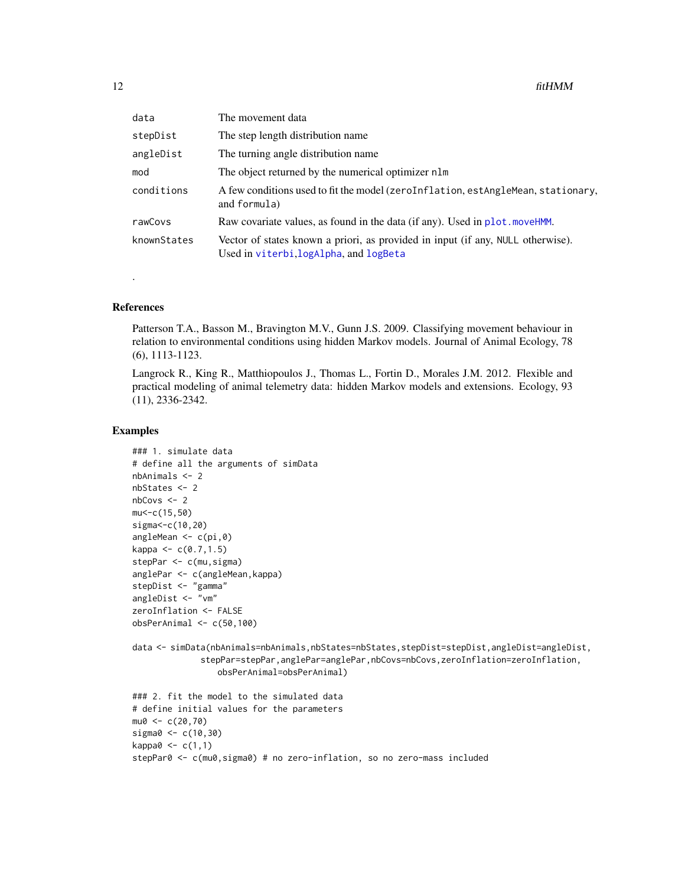| | |
|---|---|
| data | The movement data |
| stepDist | The step length distribution name |
| angleDist | The turning angle distribution name |
| mod | The object returned by the numerical optimizer nlm |
| conditions | A few conditions used to fit the model (zeroInflation, estAngleMean, stationary, and formula) |
| rawCovs | Raw covariate values, as found in the data (if any). Used in plot.moveHMM. |
| knownStates | Vector of states known a priori, as provided in input (if any, NULL otherwise). Used in viterbi,logAlpha, and logBeta |

.

## References

Patterson T.A., Basson M., Bravington M.V., Gunn J.S. 2009. Classifying movement behaviour in relation to environmental conditions using hidden Markov models. Journal of Animal Ecology, 78 (6), 1113-1123.

Langrock R., King R., Matthiopoulos J., Thomas L., Fortin D., Morales J.M. 2012. Flexible and practical modeling of animal telemetry data: hidden Markov models and extensions. Ecology, 93 (11), 2336-2342.

## Examples

```
### 1. simulate data
# define all the arguments of simData
nbAnimals <- 2
nbStates <- 2
nbCovs <- 2
mu<-c(15,50)
sigma<-c(10,20)
angleMean <- c(pi,0)
kappa <- c(0.7,1.5)
stepPar <- c(mu,sigma)
anglePar <- c(angleMean,kappa)
stepDist <- "gamma"
angleDist <- "vm"
zeroInflation <- FALSE
obsPerAnimal <- c(50,100)

data <- simData(nbAnimals=nbAnimals,nbStates=nbStates,stepDist=stepDist,angleDist=angleDist,
                stepPar=stepPar,anglePar=anglePar,nbCovs=nbCovs,zeroInflation=zeroInflation,
                    obsPerAnimal=obsPerAnimal)

### 2. fit the model to the simulated data
# define initial values for the parameters
mu0 <- c(20,70)
sigma0 <- c(10,30)
kappa0 <- c(1,1)
stepPar0 <- c(mu0,sigma0) # no zero-inflation, so no zero-mass included
```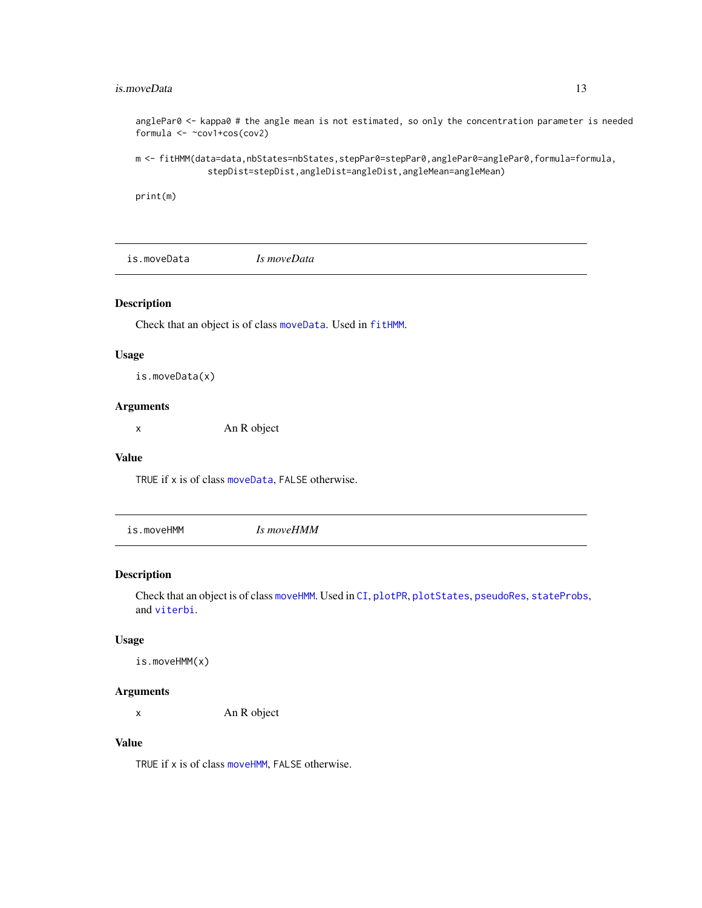```
anglePar0 <- kappa0 # the angle mean is not estimated, so only the concentration parameter is needed
formula <- ~cov1+cos(cov2)

m <- fitHMM(data=data,nbStates=nbStates,stepPar0=stepPar0,anglePar0=anglePar0,formula=formula,
            stepDist=stepDist,angleDist=angleDist,angleMean=angleMean)

print(m)
```

---

## is.moveData — *Is moveData*

### Description

Check that an object is of class `moveData`. Used in `fitHMM`.

### Usage

```
is.moveData(x)
```

### Arguments

| | |
|---|---|
| `x` | An R object |

### Value

`TRUE` if `x` is of class `moveData`, `FALSE` otherwise.

---

## is.moveHMM — *Is moveHMM*

### Description

Check that an object is of class `moveHMM`. Used in `CI`, `plotPR`, `plotStates`, `pseudoRes`, `stateProbs`, and `viterbi`.

### Usage

```
is.moveHMM(x)
```

### Arguments

| | |
|---|---|
| `x` | An R object |

### Value

`TRUE` if `x` is of class `moveHMM`, `FALSE` otherwise.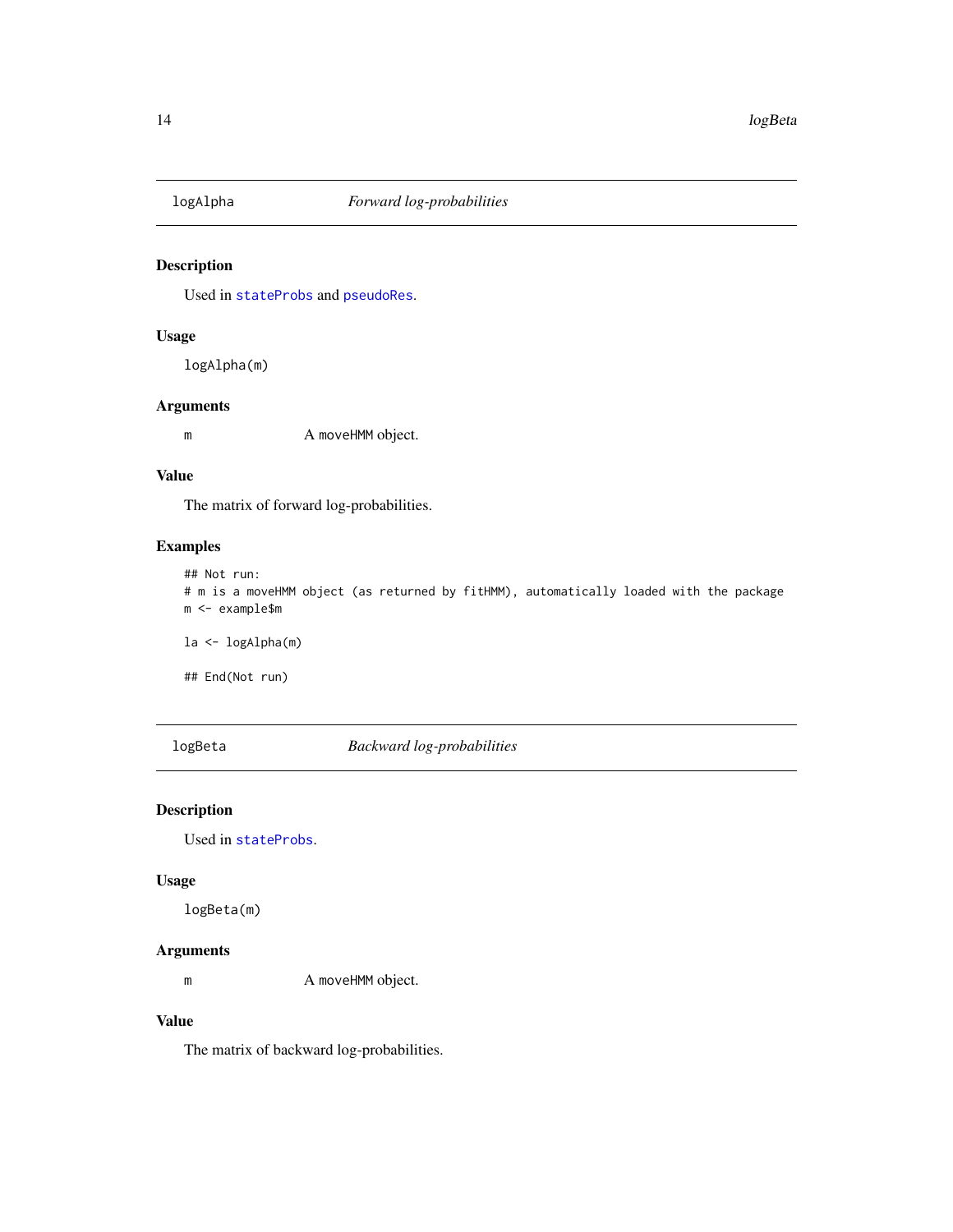## logAlpha *Forward log-probabilities*

### Description

Used in stateProbs and pseudoRes.

### Usage

```
logAlpha(m)
```

### Arguments

m A moveHMM object.

### Value

The matrix of forward log-probabilities.

### Examples

```
## Not run:
# m is a moveHMM object (as returned by fitHMM), automatically loaded with the package
m <- example$m

la <- logAlpha(m)

## End(Not run)
```

## logBeta *Backward log-probabilities*

### Description

Used in stateProbs.

### Usage

```
logBeta(m)
```

### Arguments

m A moveHMM object.

### Value

The matrix of backward log-probabilities.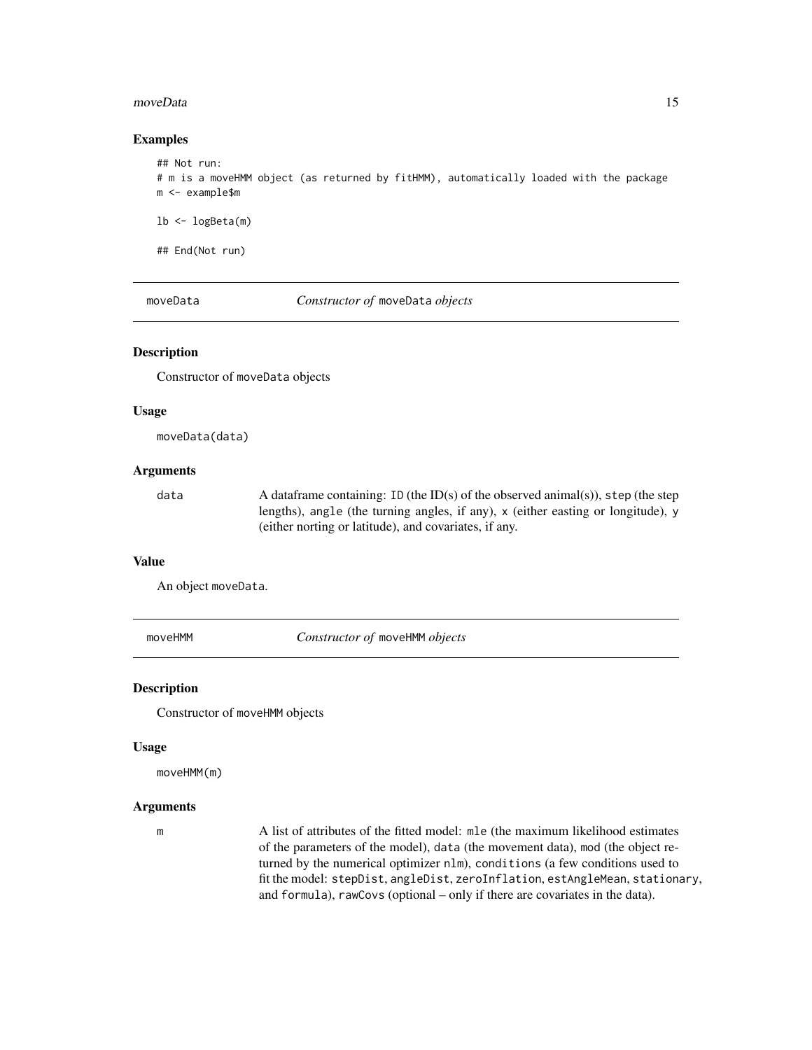## Examples

```
## Not run:
# m is a moveHMM object (as returned by fitHMM), automatically loaded with the package
m <- example$m

lb <- logBeta(m)

## End(Not run)
```

---

# moveData — *Constructor of* `moveData` *objects*

## Description

Constructor of `moveData` objects

## Usage

```
moveData(data)
```

## Arguments

| | |
|---|---|
| `data` | A dataframe containing: `ID` (the ID(s) of the observed animal(s)), `step` (the step lengths), `angle` (the turning angles, if any), `x` (either easting or longitude), `y` (either norting or latitude), and covariates, if any. |

## Value

An object `moveData`.

---

# moveHMM — *Constructor of* `moveHMM` *objects*

## Description

Constructor of `moveHMM` objects

## Usage

```
moveHMM(m)
```

## Arguments

| | |
|---|---|
| `m` | A list of attributes of the fitted model: `mle` (the maximum likelihood estimates of the parameters of the model), `data` (the movement data), `mod` (the object returned by the numerical optimizer `nlm`), `conditions` (a few conditions used to fit the model: `stepDist`, `angleDist`, `zeroInflation`, `estAngleMean`, `stationary`, and `formula`), `rawCovs` (optional – only if there are covariates in the data). |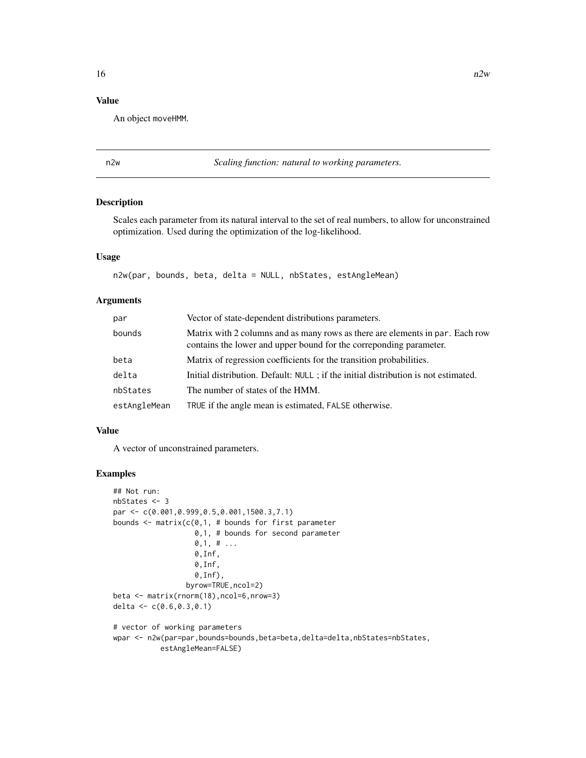## Value

An object moveHMM.

---

# n2w — *Scaling function: natural to working parameters.*

## Description

Scales each parameter from its natural interval to the set of real numbers, to allow for unconstrained optimization. Used during the optimization of the log-likelihood.

## Usage

```
n2w(par, bounds, beta, delta = NULL, nbStates, estAngleMean)
```

## Arguments

| Argument | Description |
|---|---|
| par | Vector of state-dependent distributions parameters. |
| bounds | Matrix with 2 columns and as many rows as there are elements in par. Each row contains the lower and upper bound for the correponding parameter. |
| beta | Matrix of regression coefficients for the transition probabilities. |
| delta | Initial distribution. Default: NULL ; if the initial distribution is not estimated. |
| nbStates | The number of states of the HMM. |
| estAngleMean | TRUE if the angle mean is estimated, FALSE otherwise. |

## Value

A vector of unconstrained parameters.

## Examples

```
## Not run:
nbStates <- 3
par <- c(0.001,0.999,0.5,0.001,1500.3,7.1)
bounds <- matrix(c(0,1, # bounds for first parameter
                   0,1, # bounds for second parameter
                   0,1, # ...
                   0,Inf,
                   0,Inf,
                   0,Inf),
                 byrow=TRUE,ncol=2)
beta <- matrix(rnorm(18),ncol=6,nrow=3)
delta <- c(0.6,0.3,0.1)

# vector of working parameters
wpar <- n2w(par=par,bounds=bounds,beta=beta,delta=delta,nbStates=nbStates,
           estAngleMean=FALSE)
```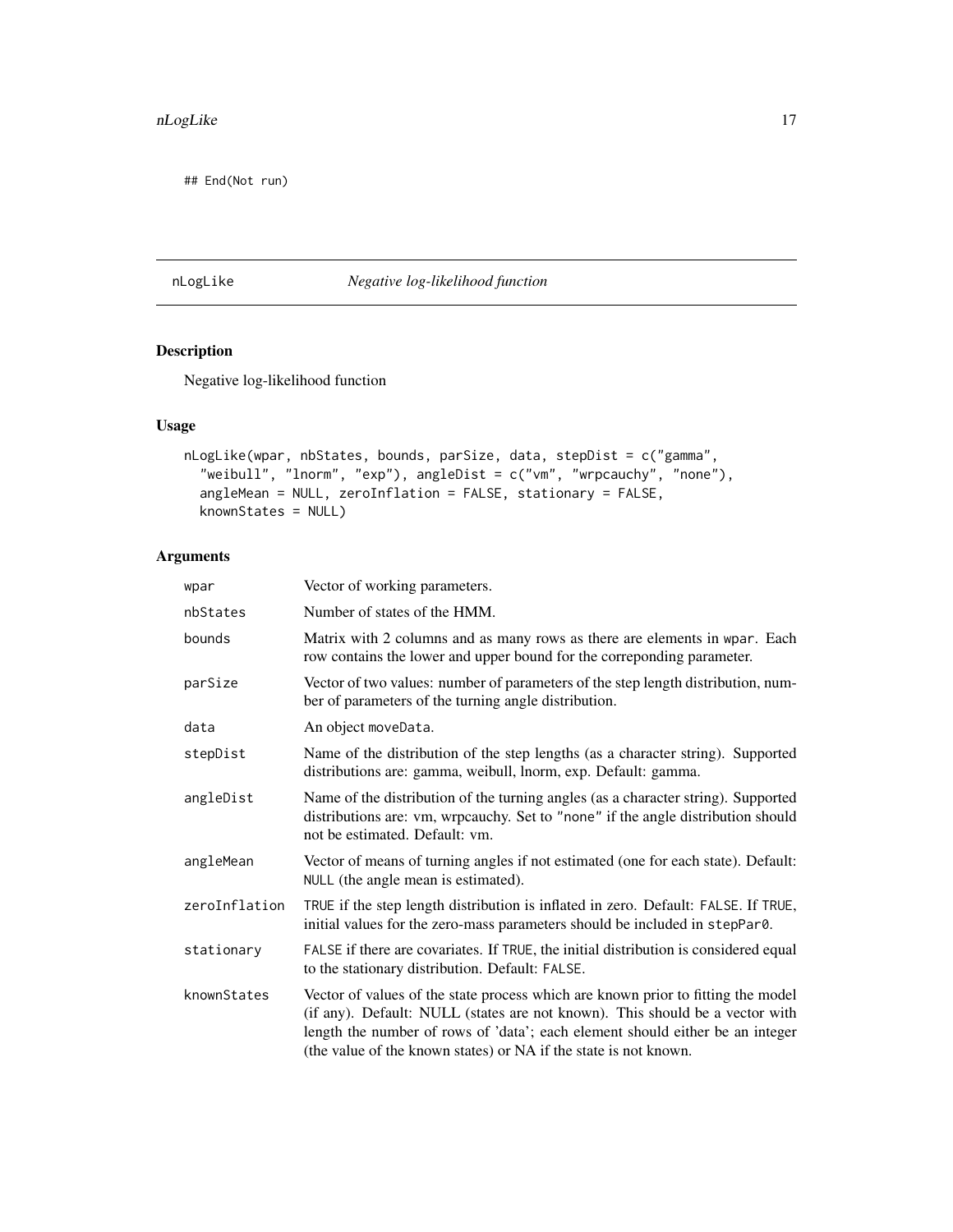```
## End(Not run)
```

## nLogLike — *Negative log-likelihood function*

### Description

Negative log-likelihood function

### Usage

```
nLogLike(wpar, nbStates, bounds, parSize, data, stepDist = c("gamma",
  "weibull", "lnorm", "exp"), angleDist = c("vm", "wrpcauchy", "none"),
  angleMean = NULL, zeroInflation = FALSE, stationary = FALSE,
  knownStates = NULL)
```

### Arguments

| | |
|---|---|
| `wpar` | Vector of working parameters. |
| `nbStates` | Number of states of the HMM. |
| `bounds` | Matrix with 2 columns and as many rows as there are elements in `wpar`. Each row contains the lower and upper bound for the correponding parameter. |
| `parSize` | Vector of two values: number of parameters of the step length distribution, number of parameters of the turning angle distribution. |
| `data` | An object `moveData`. |
| `stepDist` | Name of the distribution of the step lengths (as a character string). Supported distributions are: gamma, weibull, lnorm, exp. Default: gamma. |
| `angleDist` | Name of the distribution of the turning angles (as a character string). Supported distributions are: vm, wrpcauchy. Set to `"none"` if the angle distribution should not be estimated. Default: vm. |
| `angleMean` | Vector of means of turning angles if not estimated (one for each state). Default: `NULL` (the angle mean is estimated). |
| `zeroInflation` | `TRUE` if the step length distribution is inflated in zero. Default: `FALSE`. If `TRUE`, initial values for the zero-mass parameters should be included in `stepPar0`. |
| `stationary` | `FALSE` if there are covariates. If `TRUE`, the initial distribution is considered equal to the stationary distribution. Default: `FALSE`. |
| `knownStates` | Vector of values of the state process which are known prior to fitting the model (if any). Default: NULL (states are not known). This should be a vector with length the number of rows of 'data'; each element should either be an integer (the value of the known states) or NA if the state is not known. |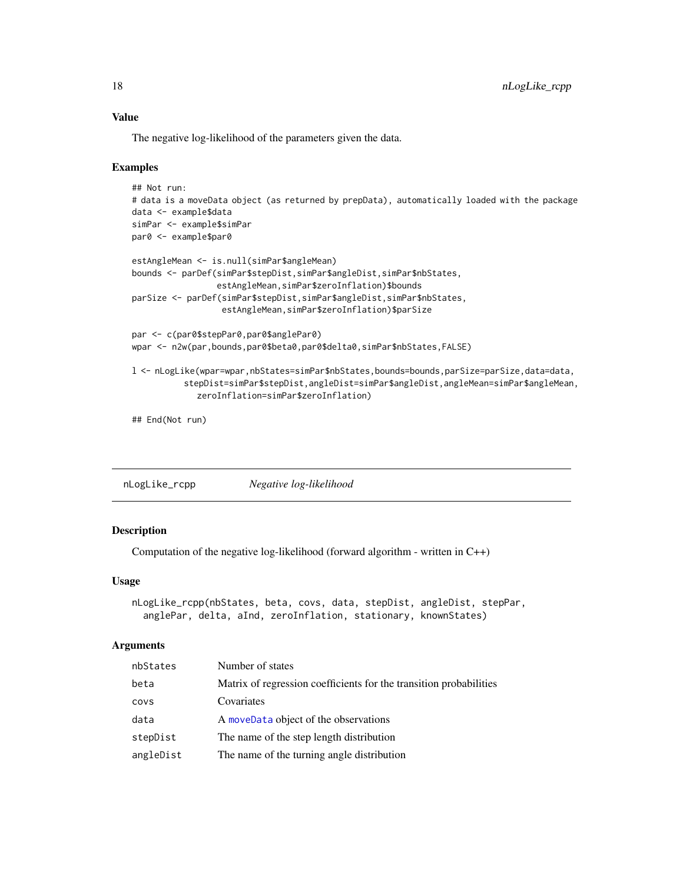### Value

The negative log-likelihood of the parameters given the data.

### Examples

```
## Not run:
# data is a moveData object (as returned by prepData), automatically loaded with the package
data <- example$data
simPar <- example$simPar
par0 <- example$par0

estAngleMean <- is.null(simPar$angleMean)
bounds <- parDef(simPar$stepDist,simPar$angleDist,simPar$nbStates,
                 estAngleMean,simPar$zeroInflation)$bounds
parSize <- parDef(simPar$stepDist,simPar$angleDist,simPar$nbStates,
                  estAngleMean,simPar$zeroInflation)$parSize

par <- c(par0$stepPar0,par0$anglePar0)
wpar <- n2w(par,bounds,par0$beta0,par0$delta0,simPar$nbStates,FALSE)

l <- nLogLike(wpar=wpar,nbStates=simPar$nbStates,bounds=bounds,parSize=parSize,data=data,
          stepDist=simPar$stepDist,angleDist=simPar$angleDist,angleMean=simPar$angleMean,
             zeroInflation=simPar$zeroInflation)

## End(Not run)
```

## nLogLike_rcpp — *Negative log-likelihood*

### Description

Computation of the negative log-likelihood (forward algorithm - written in C++)

### Usage

```
nLogLike_rcpp(nbStates, beta, covs, data, stepDist, angleDist, stepPar,
  anglePar, delta, aInd, zeroInflation, stationary, knownStates)
```

### Arguments

| | |
|---|---|
| nbStates | Number of states |
| beta | Matrix of regression coefficients for the transition probabilities |
| covs | Covariates |
| data | A moveData object of the observations |
| stepDist | The name of the step length distribution |
| angleDist | The name of the turning angle distribution |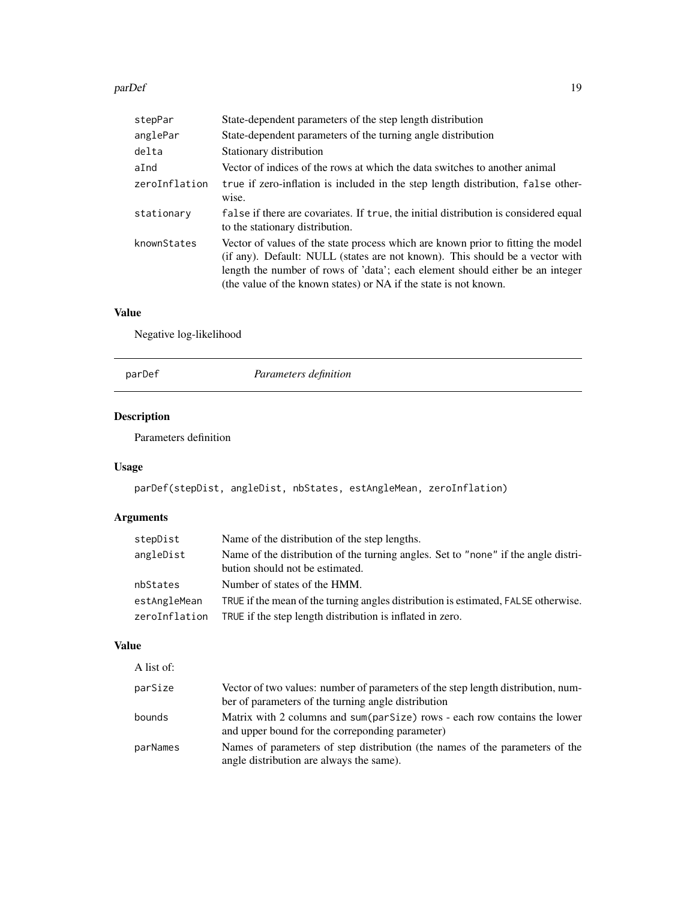| | |
|---|---|
| stepPar | State-dependent parameters of the step length distribution |
| anglePar | State-dependent parameters of the turning angle distribution |
| delta | Stationary distribution |
| aInd | Vector of indices of the rows at which the data switches to another animal |
| zeroInflation | true if zero-inflation is included in the step length distribution, false otherwise. |
| stationary | false if there are covariates. If true, the initial distribution is considered equal to the stationary distribution. |
| knownStates | Vector of values of the state process which are known prior to fitting the model (if any). Default: NULL (states are not known). This should be a vector with length the number of rows of 'data'; each element should either be an integer (the value of the known states) or NA if the state is not known. |

### Value

Negative log-likelihood

---

## parDef *Parameters definition*

### Description

Parameters definition

### Usage

```
parDef(stepDist, angleDist, nbStates, estAngleMean, zeroInflation)
```

### Arguments

| | |
|---|---|
| stepDist | Name of the distribution of the step lengths. |
| angleDist | Name of the distribution of the turning angles. Set to "none" if the angle distribution should not be estimated. |
| nbStates | Number of states of the HMM. |
| estAngleMean | TRUE if the mean of the turning angles distribution is estimated, FALSE otherwise. |
| zeroInflation | TRUE if the step length distribution is inflated in zero. |

### Value

A list of:

| | |
|---|---|
| parSize | Vector of two values: number of parameters of the step length distribution, number of parameters of the turning angle distribution |
| bounds | Matrix with 2 columns and sum(parSize) rows - each row contains the lower and upper bound for the correponding parameter) |
| parNames | Names of parameters of step distribution (the names of the parameters of the angle distribution are always the same). |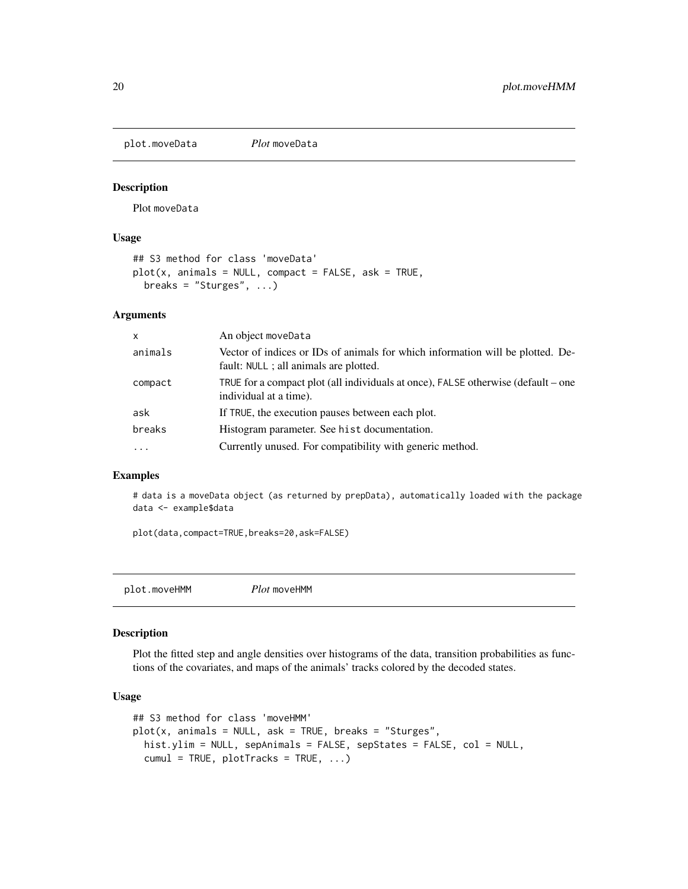## plot.moveData *Plot* moveData

### Description

Plot moveData

### Usage

```
## S3 method for class 'moveData'
plot(x, animals = NULL, compact = FALSE, ask = TRUE,
  breaks = "Sturges", ...)
```

### Arguments

| | |
|---|---|
| x | An object moveData |
| animals | Vector of indices or IDs of animals for which information will be plotted. Default: NULL ; all animals are plotted. |
| compact | TRUE for a compact plot (all individuals at once), FALSE otherwise (default – one individual at a time). |
| ask | If TRUE, the execution pauses between each plot. |
| breaks | Histogram parameter. See hist documentation. |
| ... | Currently unused. For compatibility with generic method. |

### Examples

```
# data is a moveData object (as returned by prepData), automatically loaded with the package
data <- example$data

plot(data,compact=TRUE,breaks=20,ask=FALSE)
```

## plot.moveHMM *Plot* moveHMM

### Description

Plot the fitted step and angle densities over histograms of the data, transition probabilities as functions of the covariates, and maps of the animals' tracks colored by the decoded states.

### Usage

```
## S3 method for class 'moveHMM'
plot(x, animals = NULL, ask = TRUE, breaks = "Sturges",
  hist.ylim = NULL, sepAnimals = FALSE, sepStates = FALSE, col = NULL,
  cumul = TRUE, plotTracks = TRUE, ...)
```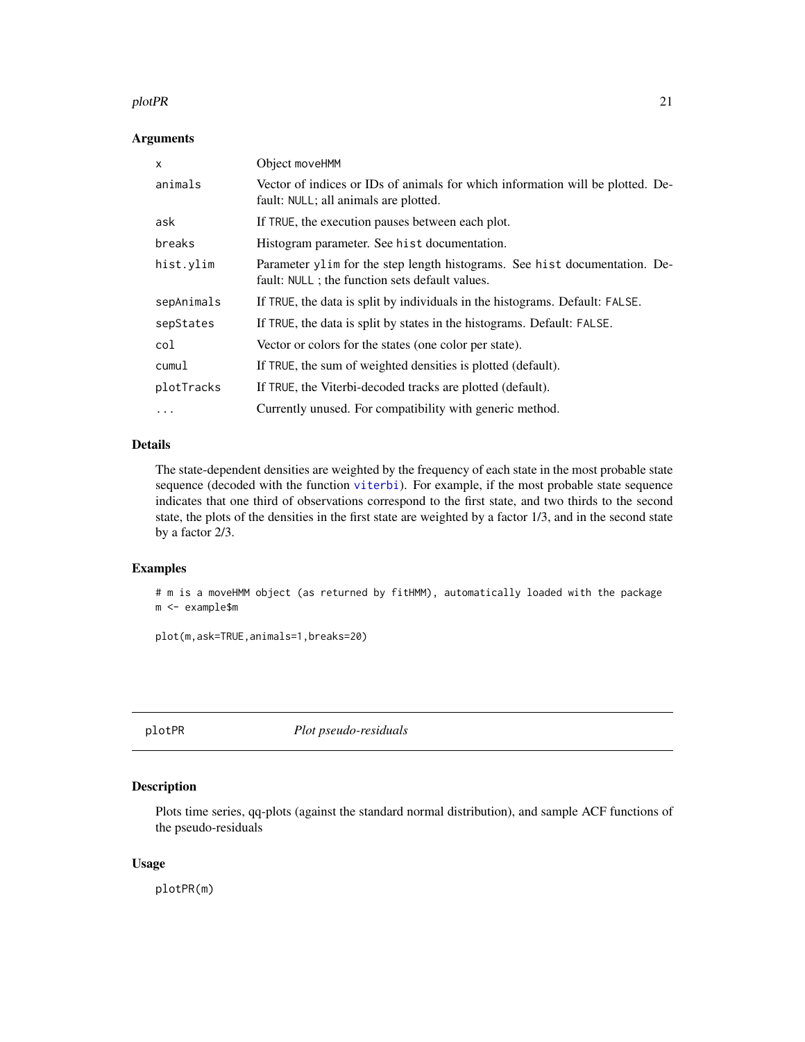## Arguments

| | |
|---|---|
| x | Object moveHMM |
| animals | Vector of indices or IDs of animals for which information will be plotted. Default: NULL; all animals are plotted. |
| ask | If TRUE, the execution pauses between each plot. |
| breaks | Histogram parameter. See hist documentation. |
| hist.ylim | Parameter ylim for the step length histograms. See hist documentation. Default: NULL ; the function sets default values. |
| sepAnimals | If TRUE, the data is split by individuals in the histograms. Default: FALSE. |
| sepStates | If TRUE, the data is split by states in the histograms. Default: FALSE. |
| col | Vector or colors for the states (one color per state). |
| cumul | If TRUE, the sum of weighted densities is plotted (default). |
| plotTracks | If TRUE, the Viterbi-decoded tracks are plotted (default). |
| ... | Currently unused. For compatibility with generic method. |

## Details

The state-dependent densities are weighted by the frequency of each state in the most probable state sequence (decoded with the function viterbi). For example, if the most probable state sequence indicates that one third of observations correspond to the first state, and two thirds to the second state, the plots of the densities in the first state are weighted by a factor 1/3, and in the second state by a factor 2/3.

## Examples

```
# m is a moveHMM object (as returned by fitHMM), automatically loaded with the package
m <- example$m

plot(m,ask=TRUE,animals=1,breaks=20)
```

---

# plotPR *Plot pseudo-residuals*

## Description

Plots time series, qq-plots (against the standard normal distribution), and sample ACF functions of the pseudo-residuals

## Usage

```
plotPR(m)
```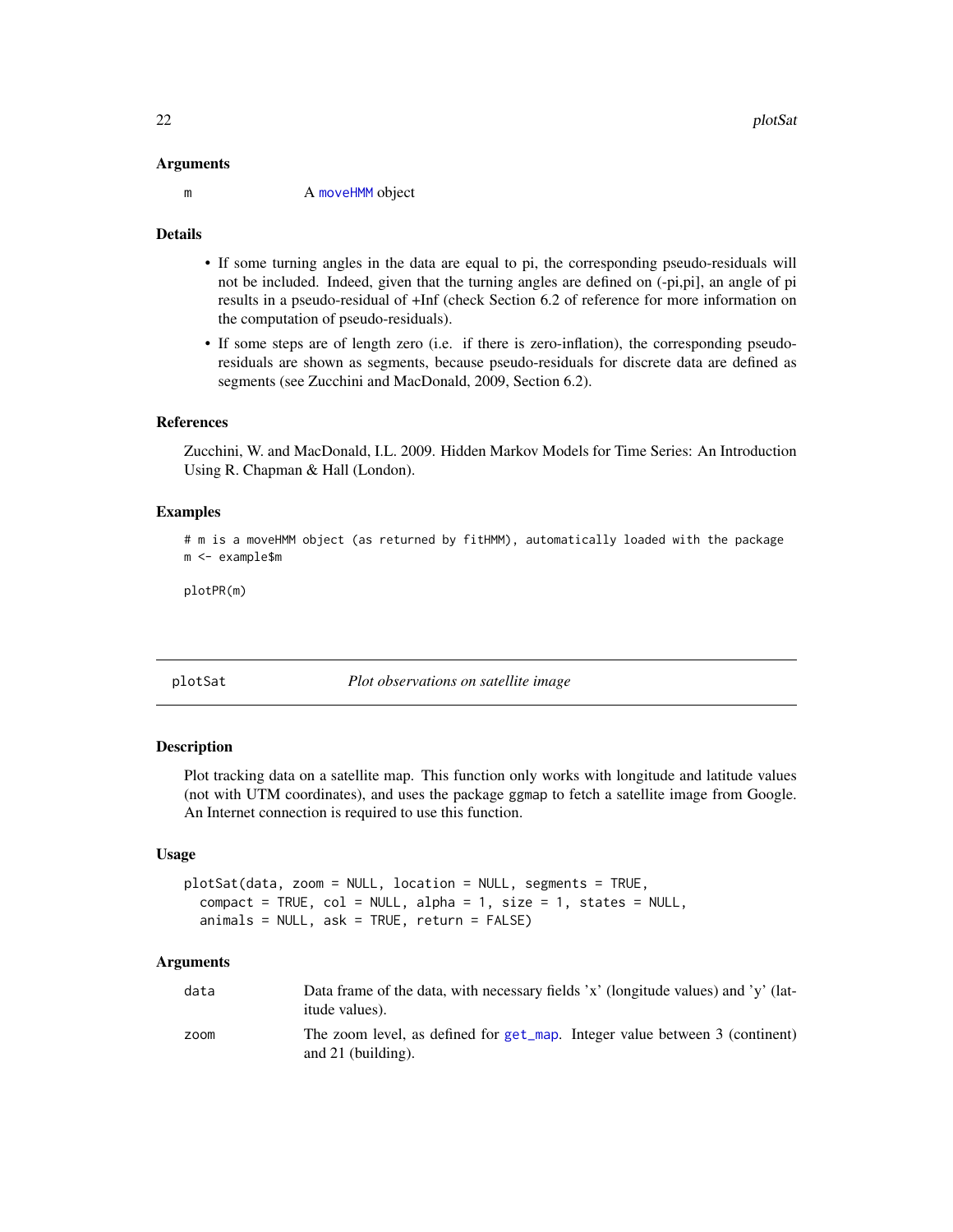### Arguments

| | |
|---|---|
| m | A moveHMM object |

### Details

- If some turning angles in the data are equal to pi, the corresponding pseudo-residuals will not be included. Indeed, given that the turning angles are defined on (-pi,pi], an angle of pi results in a pseudo-residual of +Inf (check Section 6.2 of reference for more information on the computation of pseudo-residuals).
- If some steps are of length zero (i.e. if there is zero-inflation), the corresponding pseudo-residuals are shown as segments, because pseudo-residuals for discrete data are defined as segments (see Zucchini and MacDonald, 2009, Section 6.2).

### References

Zucchini, W. and MacDonald, I.L. 2009. Hidden Markov Models for Time Series: An Introduction Using R. Chapman & Hall (London).

### Examples

```
# m is a moveHMM object (as returned by fitHMM), automatically loaded with the package
m <- example$m

plotPR(m)
```

---

## plotSat — *Plot observations on satellite image*

### Description

Plot tracking data on a satellite map. This function only works with longitude and latitude values (not with UTM coordinates), and uses the package ggmap to fetch a satellite image from Google. An Internet connection is required to use this function.

### Usage

```
plotSat(data, zoom = NULL, location = NULL, segments = TRUE,
  compact = TRUE, col = NULL, alpha = 1, size = 1, states = NULL,
  animals = NULL, ask = TRUE, return = FALSE)
```

### Arguments

| | |
|---|---|
| data | Data frame of the data, with necessary fields 'x' (longitude values) and 'y' (latitude values). |
| zoom | The zoom level, as defined for get_map. Integer value between 3 (continent) and 21 (building). |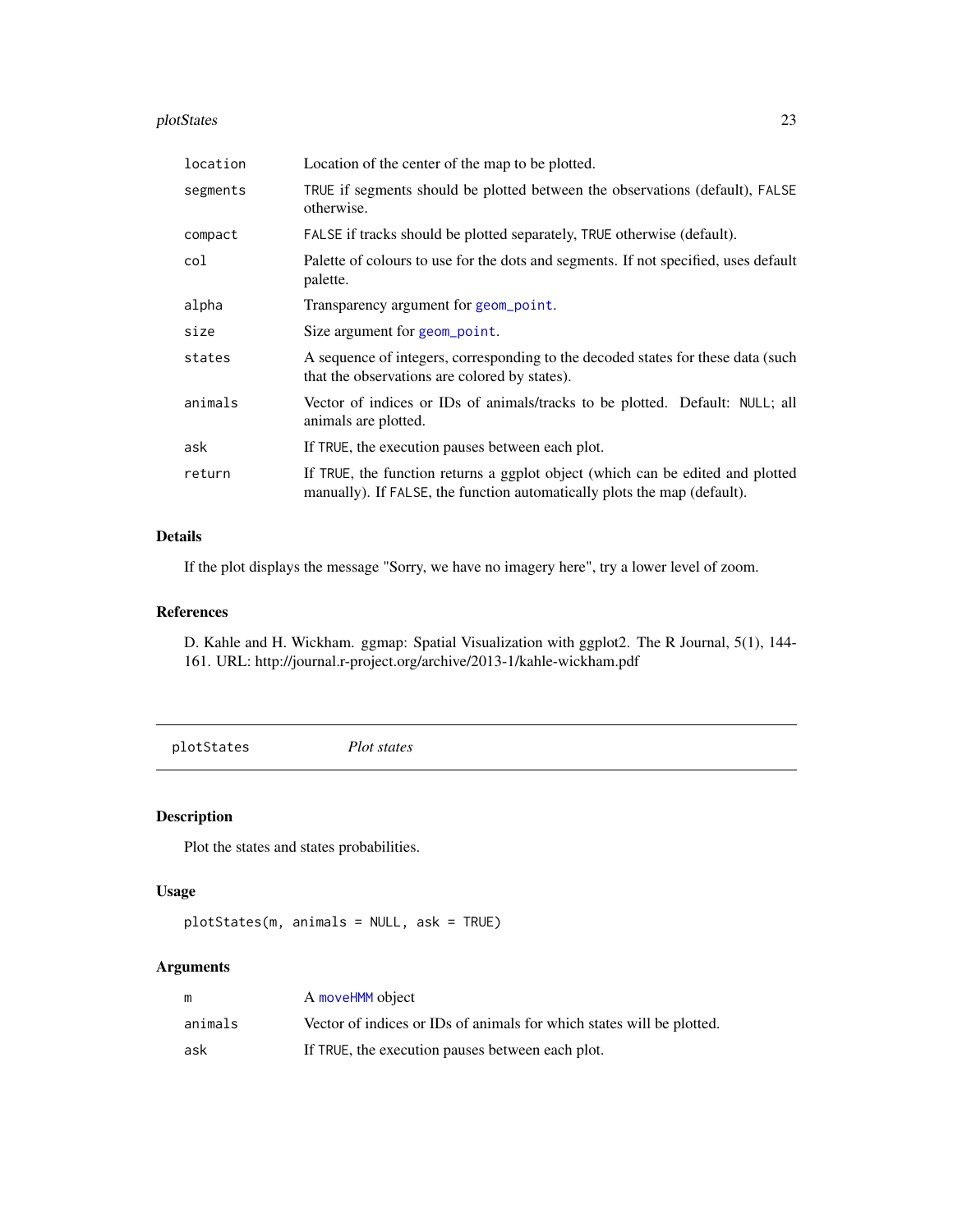| | |
|---|---|
| `location` | Location of the center of the map to be plotted. |
| `segments` | `TRUE` if segments should be plotted between the observations (default), `FALSE` otherwise. |
| `compact` | `FALSE` if tracks should be plotted separately, `TRUE` otherwise (default). |
| `col` | Palette of colours to use for the dots and segments. If not specified, uses default palette. |
| `alpha` | Transparency argument for `geom_point`. |
| `size` | Size argument for `geom_point`. |
| `states` | A sequence of integers, corresponding to the decoded states for these data (such that the observations are colored by states). |
| `animals` | Vector of indices or IDs of animals/tracks to be plotted. Default: `NULL`; all animals are plotted. |
| `ask` | If `TRUE`, the execution pauses between each plot. |
| `return` | If `TRUE`, the function returns a ggplot object (which can be edited and plotted manually). If `FALSE`, the function automatically plots the map (default). |

## Details

If the plot displays the message "Sorry, we have no imagery here", try a lower level of zoom.

## References

D. Kahle and H. Wickham. ggmap: Spatial Visualization with ggplot2. The R Journal, 5(1), 144-161. URL: http://journal.r-project.org/archive/2013-1/kahle-wickham.pdf

---

# `plotStates` *Plot states*

---

## Description

Plot the states and states probabilities.

## Usage

```
plotStates(m, animals = NULL, ask = TRUE)
```

## Arguments

| | |
|---|---|
| `m` | A `moveHMM` object |
| `animals` | Vector of indices or IDs of animals for which states will be plotted. |
| `ask` | If `TRUE`, the execution pauses between each plot. |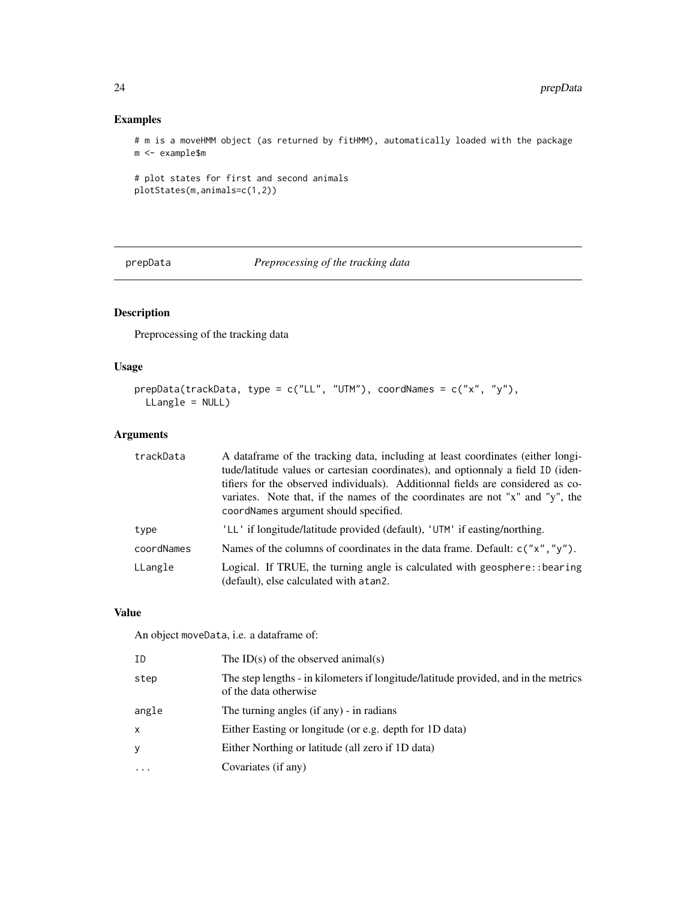## Examples

```
# m is a moveHMM object (as returned by fitHMM), automatically loaded with the package
m <- example$m

# plot states for first and second animals
plotStates(m,animals=c(1,2))
```

---

# prepData *Preprocessing of the tracking data*

---

## Description

Preprocessing of the tracking data

## Usage

```
prepData(trackData, type = c("LL", "UTM"), coordNames = c("x", "y"),
  LLangle = NULL)
```

## Arguments

| | |
|---|---|
| trackData | A dataframe of the tracking data, including at least coordinates (either longitude/latitude values or cartesian coordinates), and optionnaly a field ID (identifiers for the observed individuals). Additionnal fields are considered as covariates. Note that, if the names of the coordinates are not "x" and "y", the coordNames argument should specified. |
| type | 'LL' if longitude/latitude provided (default), 'UTM' if easting/northing. |
| coordNames | Names of the columns of coordinates in the data frame. Default: c("x","y"). |
| LLangle | Logical. If TRUE, the turning angle is calculated with geosphere::bearing (default), else calculated with atan2. |

## Value

An object moveData, i.e. a dataframe of:

| | |
|---|---|
| ID | The ID(s) of the observed animal(s) |
| step | The step lengths - in kilometers if longitude/latitude provided, and in the metrics of the data otherwise |
| angle | The turning angles (if any) - in radians |
| x | Either Easting or longitude (or e.g. depth for 1D data) |
| y | Either Northing or latitude (all zero if 1D data) |
| ... | Covariates (if any) |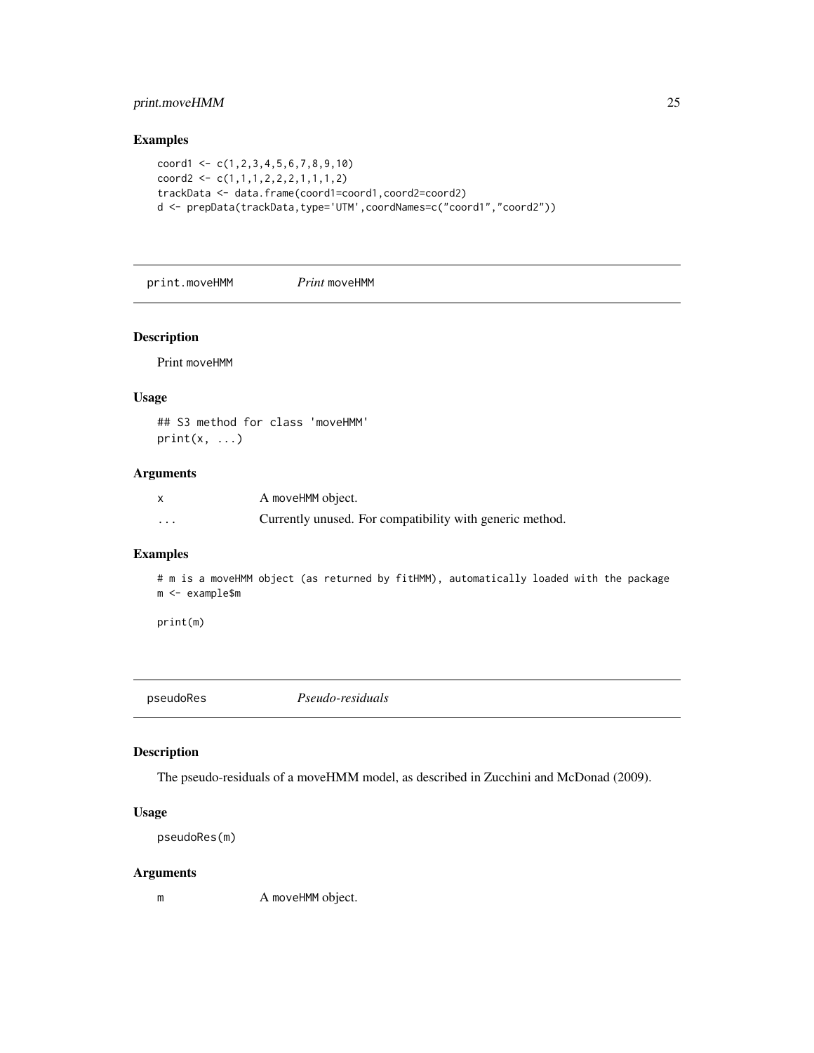## Examples

```
coord1 <- c(1,2,3,4,5,6,7,8,9,10)
coord2 <- c(1,1,1,2,2,2,1,1,1,2)
trackData <- data.frame(coord1=coord1,coord2=coord2)
d <- prepData(trackData,type='UTM',coordNames=c("coord1","coord2"))
```

---

# print.moveHMM *Print* moveHMM

## Description

Print moveHMM

## Usage

```
## S3 method for class 'moveHMM'
print(x, ...)
```

## Arguments

| | |
|---|---|
| x | A moveHMM object. |
| ... | Currently unused. For compatibility with generic method. |

## Examples

```
# m is a moveHMM object (as returned by fitHMM), automatically loaded with the package
m <- example$m

print(m)
```

---

# pseudoRes *Pseudo-residuals*

## Description

The pseudo-residuals of a moveHMM model, as described in Zucchini and McDonad (2009).

## Usage

```
pseudoRes(m)
```

## Arguments

| | |
|---|---|
| m | A moveHMM object. |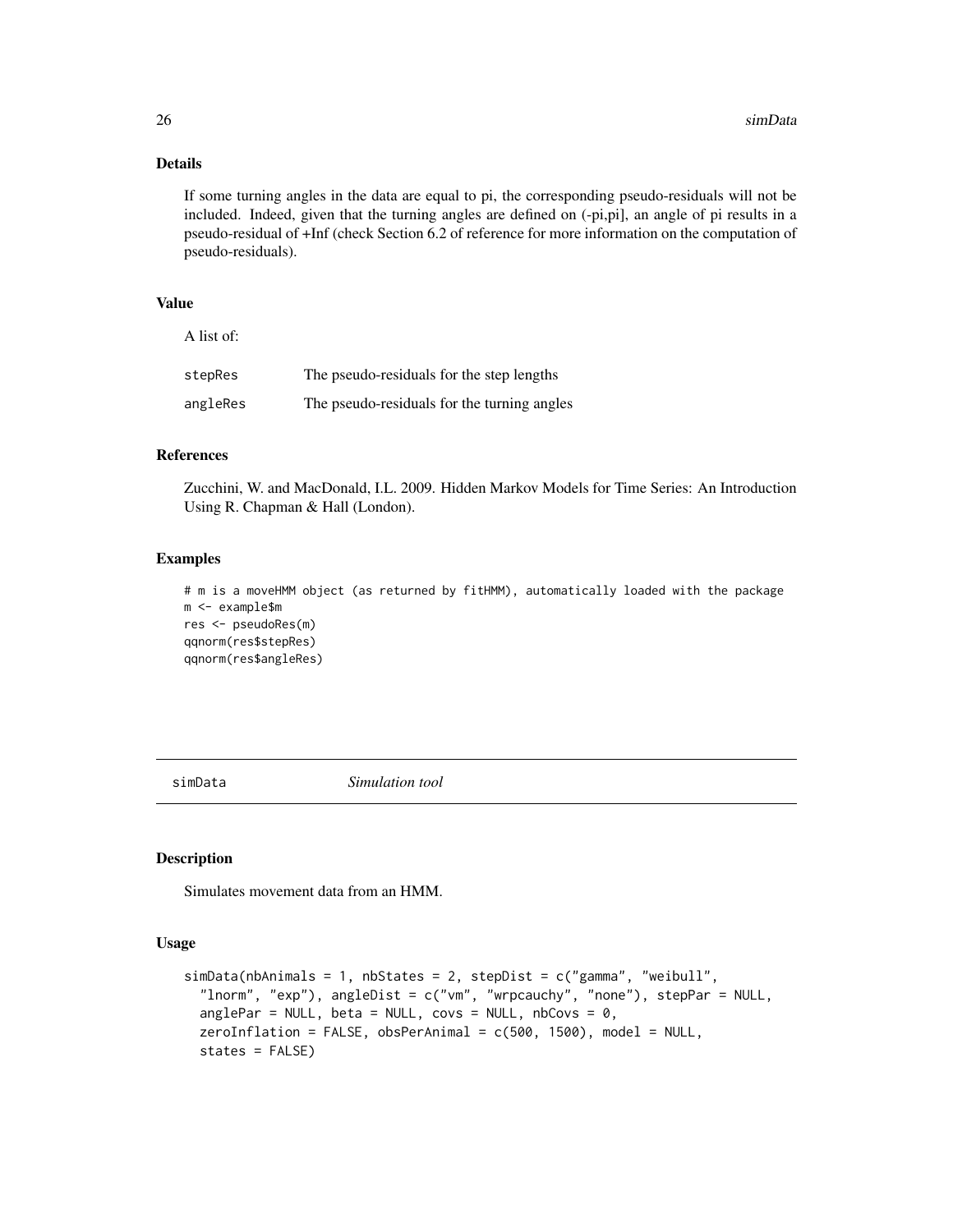### Details

If some turning angles in the data are equal to pi, the corresponding pseudo-residuals will not be included. Indeed, given that the turning angles are defined on (-pi,pi], an angle of pi results in a pseudo-residual of +Inf (check Section 6.2 of reference for more information on the computation of pseudo-residuals).

### Value

A list of:

| | |
|---|---|
| stepRes | The pseudo-residuals for the step lengths |
| angleRes | The pseudo-residuals for the turning angles |

### References

Zucchini, W. and MacDonald, I.L. 2009. Hidden Markov Models for Time Series: An Introduction Using R. Chapman & Hall (London).

### Examples

```
# m is a moveHMM object (as returned by fitHMM), automatically loaded with the package
m <- example$m
res <- pseudoRes(m)
qqnorm(res$stepRes)
qqnorm(res$angleRes)
```

---

## simData *Simulation tool*

### Description

Simulates movement data from an HMM.

### Usage

```
simData(nbAnimals = 1, nbStates = 2, stepDist = c("gamma", "weibull",
  "lnorm", "exp"), angleDist = c("vm", "wrpcauchy", "none"), stepPar = NULL,
  anglePar = NULL, beta = NULL, covs = NULL, nbCovs = 0,
  zeroInflation = FALSE, obsPerAnimal = c(500, 1500), model = NULL,
  states = FALSE)
```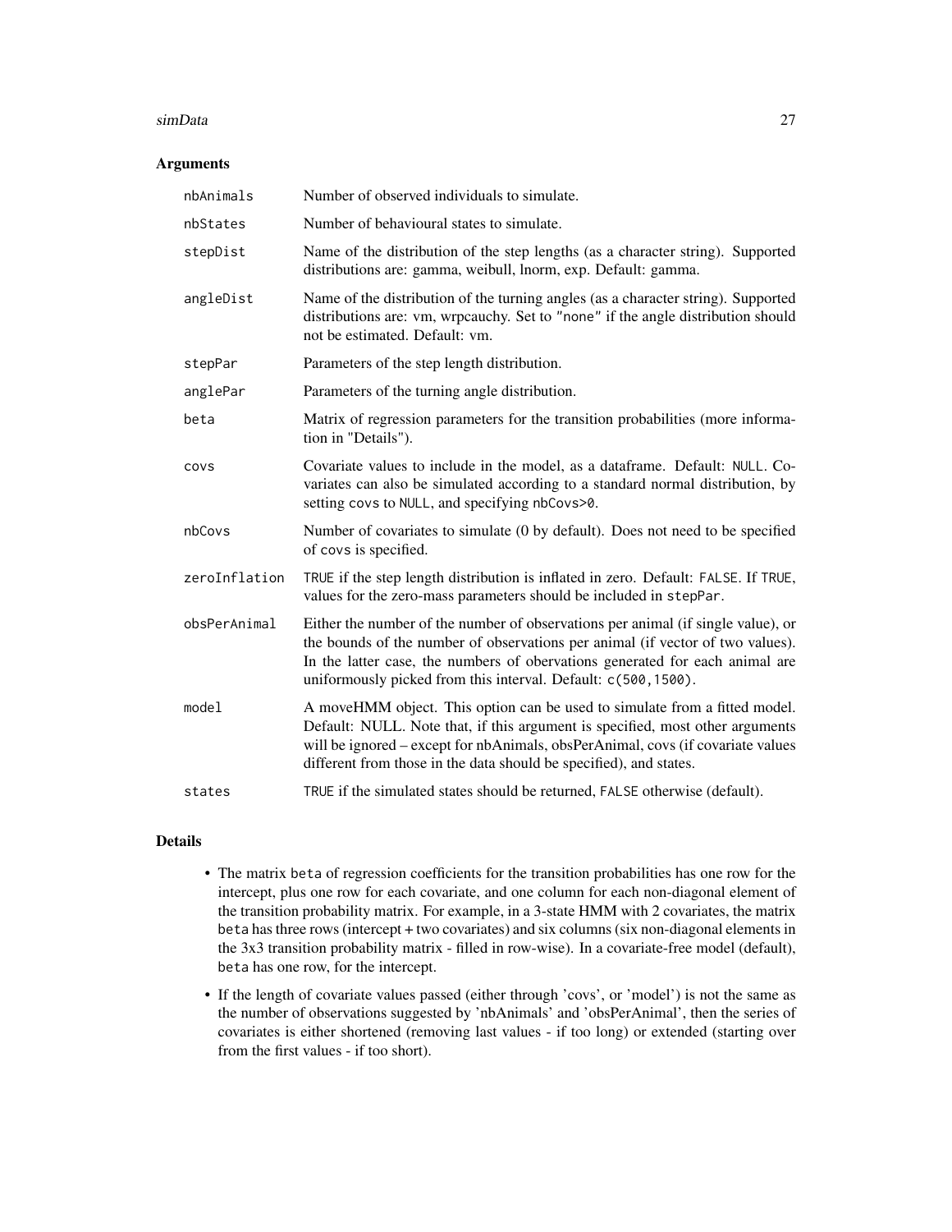## Arguments

| | |
|---|---|
| `nbAnimals` | Number of observed individuals to simulate. |
| `nbStates` | Number of behavioural states to simulate. |
| `stepDist` | Name of the distribution of the step lengths (as a character string). Supported distributions are: gamma, weibull, lnorm, exp. Default: gamma. |
| `angleDist` | Name of the distribution of the turning angles (as a character string). Supported distributions are: vm, wrpcauchy. Set to `"none"` if the angle distribution should not be estimated. Default: vm. |
| `stepPar` | Parameters of the step length distribution. |
| `anglePar` | Parameters of the turning angle distribution. |
| `beta` | Matrix of regression parameters for the transition probabilities (more information in "Details"). |
| `covs` | Covariate values to include in the model, as a dataframe. Default: `NULL`. Covariates can also be simulated according to a standard normal distribution, by setting `covs` to `NULL`, and specifying `nbCovs>0`. |
| `nbCovs` | Number of covariates to simulate (0 by default). Does not need to be specified of `covs` is specified. |
| `zeroInflation` | `TRUE` if the step length distribution is inflated in zero. Default: `FALSE`. If `TRUE`, values for the zero-mass parameters should be included in `stepPar`. |
| `obsPerAnimal` | Either the number of the number of observations per animal (if single value), or the bounds of the number of observations per animal (if vector of two values). In the latter case, the numbers of obervations generated for each animal are uniformously picked from this interval. Default: `c(500,1500)`. |
| `model` | A moveHMM object. This option can be used to simulate from a fitted model. Default: NULL. Note that, if this argument is specified, most other arguments will be ignored – except for nbAnimals, obsPerAnimal, covs (if covariate values different from those in the data should be specified), and states. |
| `states` | `TRUE` if the simulated states should be returned, `FALSE` otherwise (default). |

## Details

- The matrix `beta` of regression coefficients for the transition probabilities has one row for the intercept, plus one row for each covariate, and one column for each non-diagonal element of the transition probability matrix. For example, in a 3-state HMM with 2 covariates, the matrix `beta` has three rows (intercept + two covariates) and six columns (six non-diagonal elements in the 3x3 transition probability matrix - filled in row-wise). In a covariate-free model (default), `beta` has one row, for the intercept.
- If the length of covariate values passed (either through 'covs', or 'model') is not the same as the number of observations suggested by 'nbAnimals' and 'obsPerAnimal', then the series of covariates is either shortened (removing last values - if too long) or extended (starting over from the first values - if too short).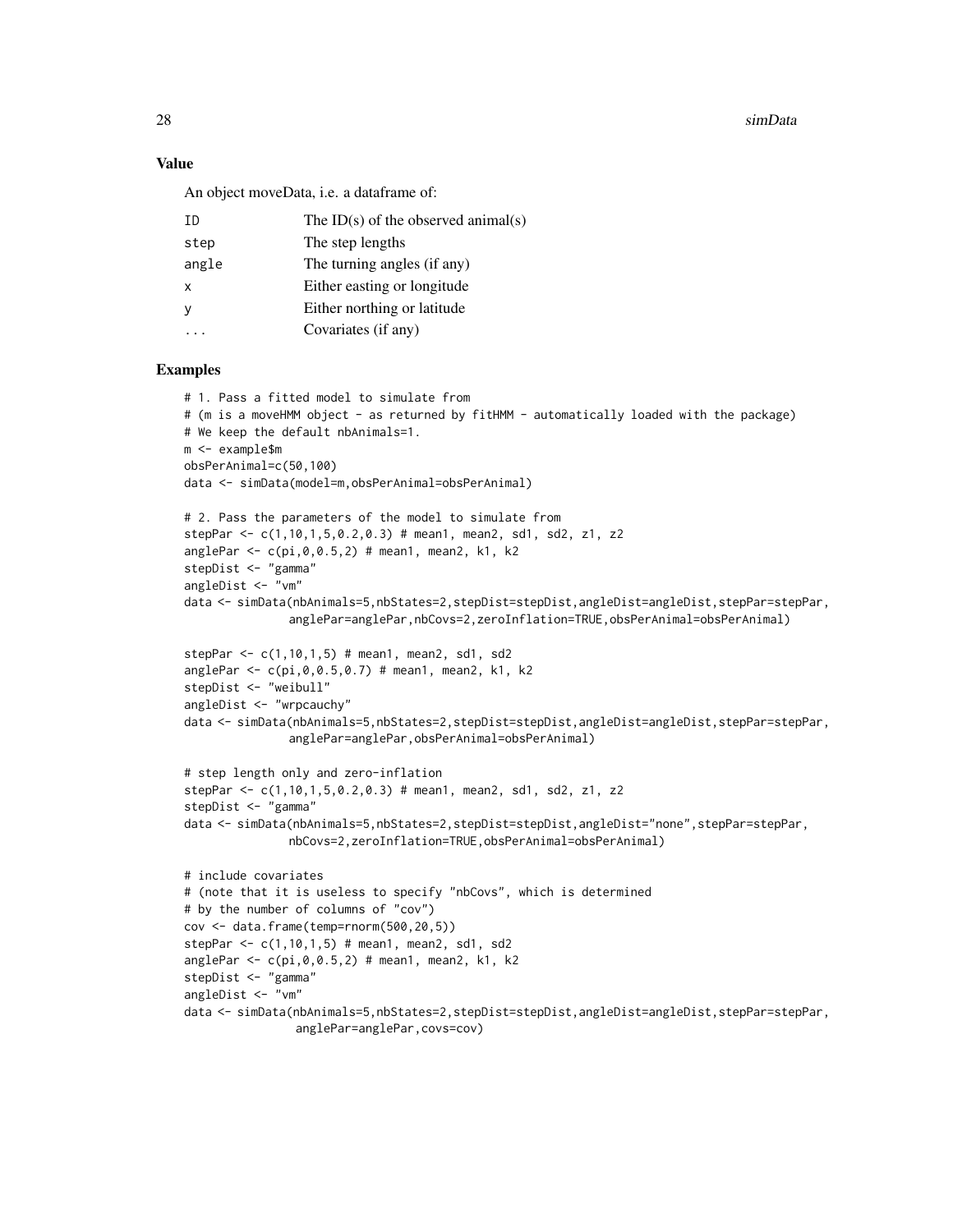## Value

An object moveData, i.e. a dataframe of:

| | |
|---|---|
| ID | The ID(s) of the observed animal(s) |
| step | The step lengths |
| angle | The turning angles (if any) |
| x | Either easting or longitude |
| y | Either northing or latitude |
| ... | Covariates (if any) |

## Examples

```
# 1. Pass a fitted model to simulate from
# (m is a moveHMM object - as returned by fitHMM - automatically loaded with the package)
# We keep the default nbAnimals=1.
m <- example$m
obsPerAnimal=c(50,100)
data <- simData(model=m,obsPerAnimal=obsPerAnimal)

# 2. Pass the parameters of the model to simulate from
stepPar <- c(1,10,1,5,0.2,0.3) # mean1, mean2, sd1, sd2, z1, z2
anglePar <- c(pi,0,0.5,2) # mean1, mean2, k1, k2
stepDist <- "gamma"
angleDist <- "vm"
data <- simData(nbAnimals=5,nbStates=2,stepDist=stepDist,angleDist=angleDist,stepPar=stepPar,
               anglePar=anglePar,nbCovs=2,zeroInflation=TRUE,obsPerAnimal=obsPerAnimal)

stepPar <- c(1,10,1,5) # mean1, mean2, sd1, sd2
anglePar <- c(pi,0,0.5,0.7) # mean1, mean2, k1, k2
stepDist <- "weibull"
angleDist <- "wrpcauchy"
data <- simData(nbAnimals=5,nbStates=2,stepDist=stepDist,angleDist=angleDist,stepPar=stepPar,
               anglePar=anglePar,obsPerAnimal=obsPerAnimal)

# step length only and zero-inflation
stepPar <- c(1,10,1,5,0.2,0.3) # mean1, mean2, sd1, sd2, z1, z2
stepDist <- "gamma"
data <- simData(nbAnimals=5,nbStates=2,stepDist=stepDist,angleDist="none",stepPar=stepPar,
               nbCovs=2,zeroInflation=TRUE,obsPerAnimal=obsPerAnimal)

# include covariates
# (note that it is useless to specify "nbCovs", which is determined
# by the number of columns of "cov")
cov <- data.frame(temp=rnorm(500,20,5))
stepPar <- c(1,10,1,5) # mean1, mean2, sd1, sd2
anglePar <- c(pi,0,0.5,2) # mean1, mean2, k1, k2
stepDist <- "gamma"
angleDist <- "vm"
data <- simData(nbAnimals=5,nbStates=2,stepDist=stepDist,angleDist=angleDist,stepPar=stepPar,
                anglePar=anglePar,covs=cov)
```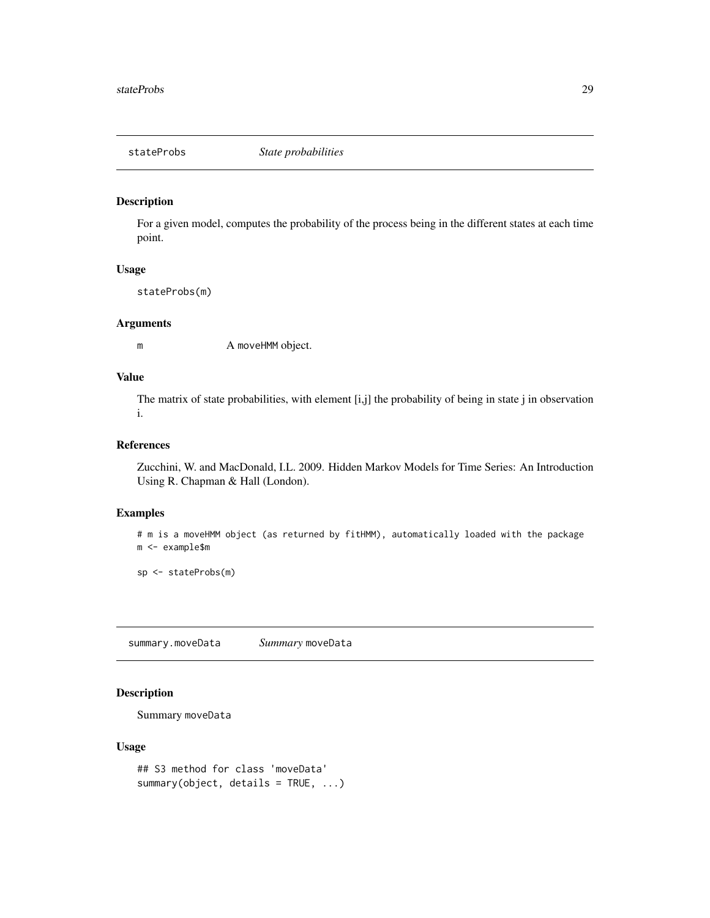## stateProbs *State probabilities*

### Description

For a given model, computes the probability of the process being in the different states at each time point.

### Usage

```
stateProbs(m)
```

### Arguments

m A moveHMM object.

### Value

The matrix of state probabilities, with element [i,j] the probability of being in state j in observation i.

### References

Zucchini, W. and MacDonald, I.L. 2009. Hidden Markov Models for Time Series: An Introduction Using R. Chapman & Hall (London).

### Examples

```
# m is a moveHMM object (as returned by fitHMM), automatically loaded with the package
m <- example$m

sp <- stateProbs(m)
```

## summary.moveData *Summary* moveData

### Description

Summary moveData

### Usage

```
## S3 method for class 'moveData'
summary(object, details = TRUE, ...)
```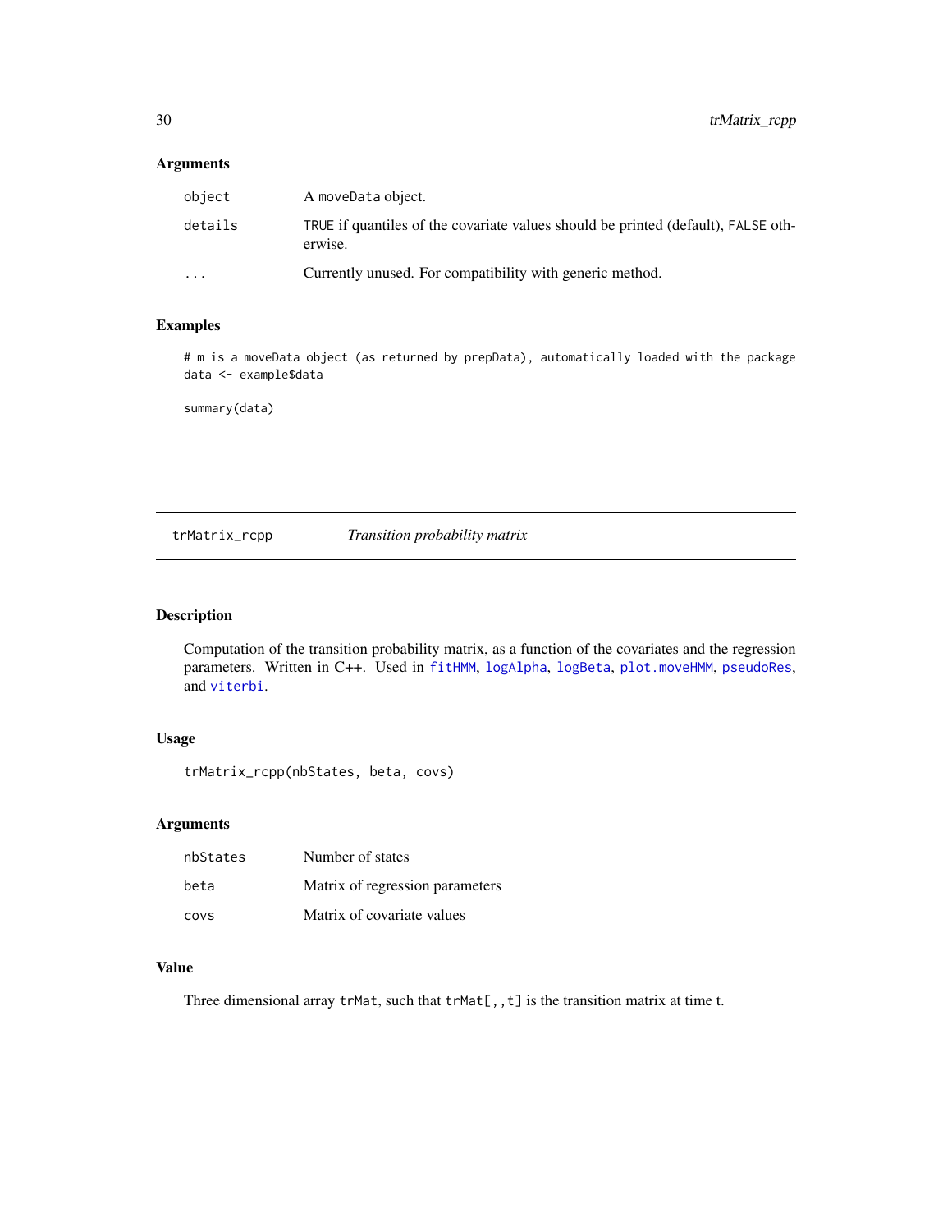### Arguments

| | |
|---|---|
| object | A moveData object. |
| details | TRUE if quantiles of the covariate values should be printed (default), FALSE otherwise. |
| ... | Currently unused. For compatibility with generic method. |

### Examples

```
# m is a moveData object (as returned by prepData), automatically loaded with the package
data <- example$data

summary(data)
```

---

## trMatrix_rcpp    *Transition probability matrix*

---

### Description

Computation of the transition probability matrix, as a function of the covariates and the regression parameters. Written in C++. Used in fitHMM, logAlpha, logBeta, plot.moveHMM, pseudoRes, and viterbi.

### Usage

```
trMatrix_rcpp(nbStates, beta, covs)
```

### Arguments

| | |
|---|---|
| nbStates | Number of states |
| beta | Matrix of regression parameters |
| covs | Matrix of covariate values |

### Value

Three dimensional array trMat, such that trMat[,,t] is the transition matrix at time t.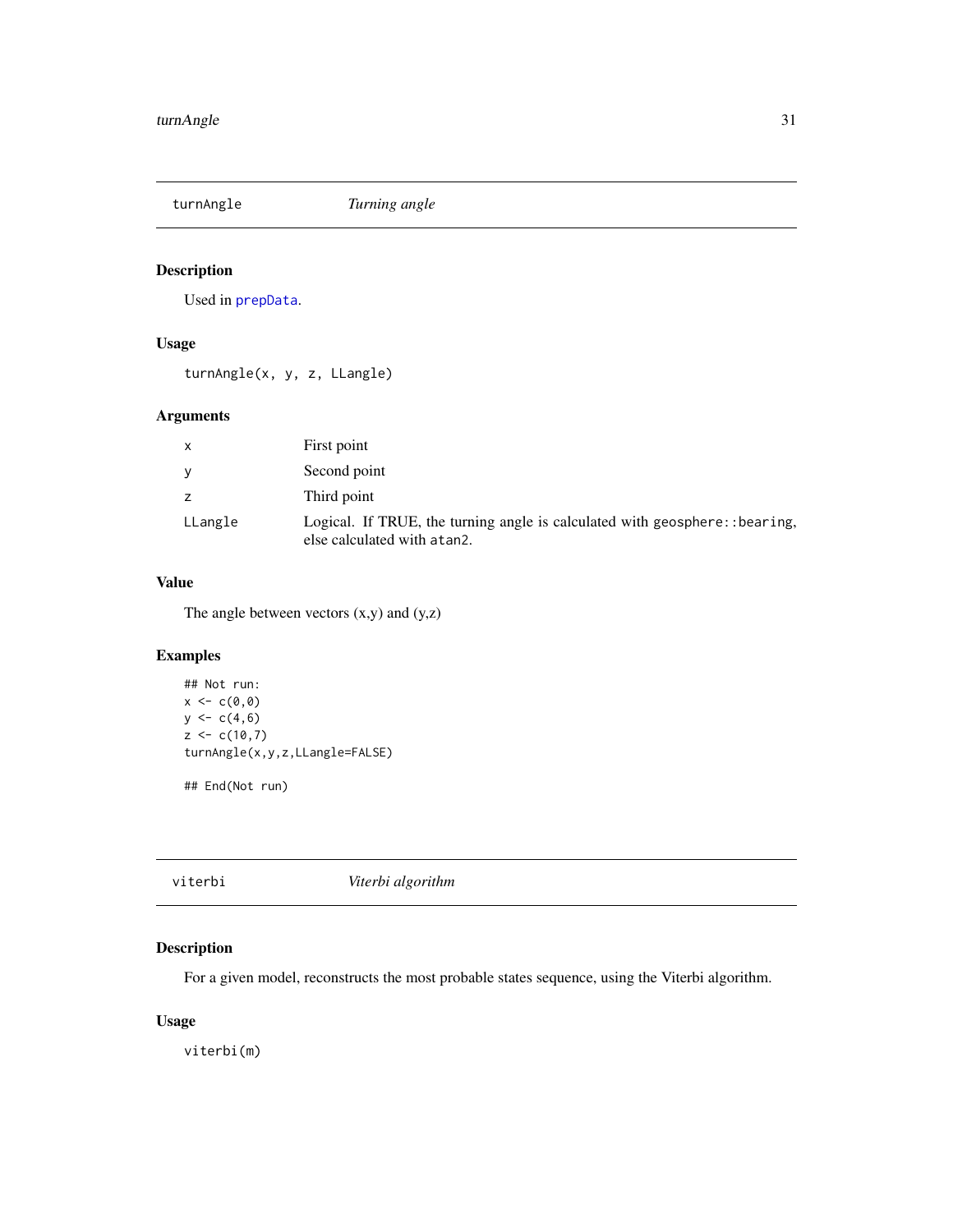## turnAngle — *Turning angle*

### Description

Used in `prepData`.

### Usage

```
turnAngle(x, y, z, LLangle)
```

### Arguments

| | |
|---|---|
| `x` | First point |
| `y` | Second point |
| `z` | Third point |
| `LLangle` | Logical. If TRUE, the turning angle is calculated with `geosphere::bearing`, else calculated with `atan2`. |

### Value

The angle between vectors (x,y) and (y,z)

### Examples

```
## Not run:
x <- c(0,0)
y <- c(4,6)
z <- c(10,7)
turnAngle(x,y,z,LLangle=FALSE)

## End(Not run)
```

## viterbi — *Viterbi algorithm*

### Description

For a given model, reconstructs the most probable states sequence, using the Viterbi algorithm.

### Usage

```
viterbi(m)
```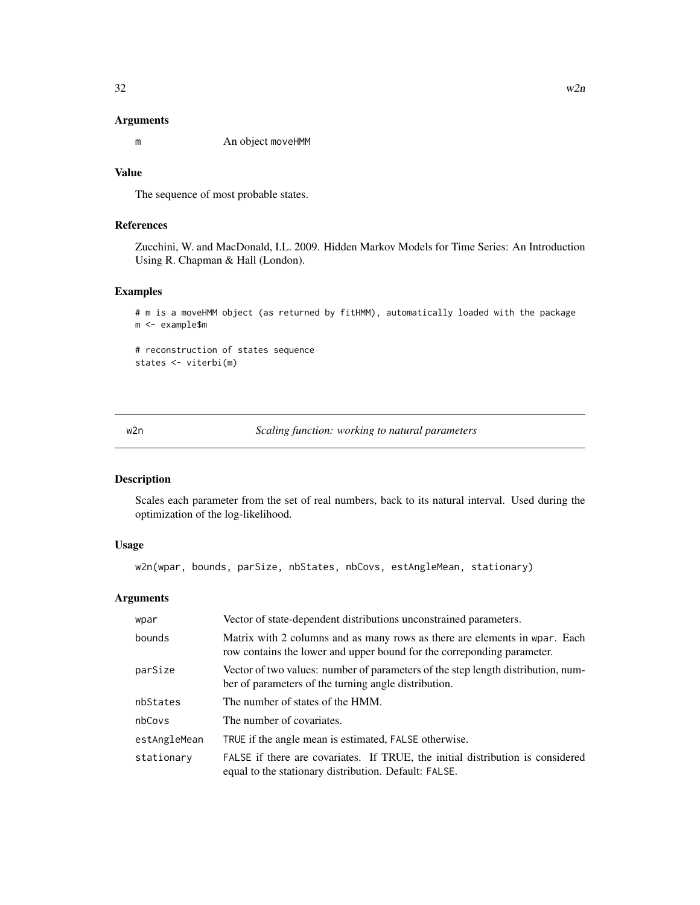### Arguments

m  An object moveHMM

### Value

The sequence of most probable states.

### References

Zucchini, W. and MacDonald, I.L. 2009. Hidden Markov Models for Time Series: An Introduction Using R. Chapman & Hall (London).

### Examples

```
# m is a moveHMM object (as returned by fitHMM), automatically loaded with the package
m <- example$m

# reconstruction of states sequence
states <- viterbi(m)
```

---

## w2n  *Scaling function: working to natural parameters*

### Description

Scales each parameter from the set of real numbers, back to its natural interval. Used during the optimization of the log-likelihood.

### Usage

```
w2n(wpar, bounds, parSize, nbStates, nbCovs, estAngleMean, stationary)
```

### Arguments

| | |
|---|---|
| wpar | Vector of state-dependent distributions unconstrained parameters. |
| bounds | Matrix with 2 columns and as many rows as there are elements in wpar. Each row contains the lower and upper bound for the correponding parameter. |
| parSize | Vector of two values: number of parameters of the step length distribution, number of parameters of the turning angle distribution. |
| nbStates | The number of states of the HMM. |
| nbCovs | The number of covariates. |
| estAngleMean | TRUE if the angle mean is estimated, FALSE otherwise. |
| stationary | FALSE if there are covariates. If TRUE, the initial distribution is considered equal to the stationary distribution. Default: FALSE. |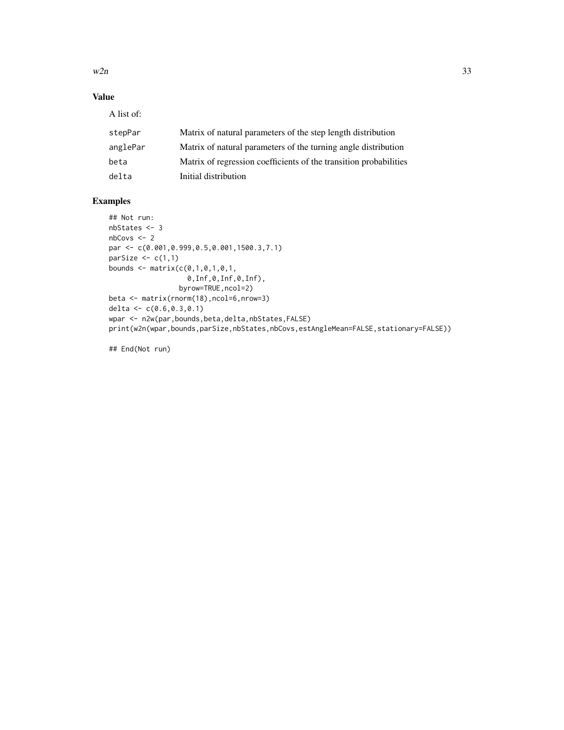## Value

A list of:

| | |
|---|---|
| stepPar | Matrix of natural parameters of the step length distribution |
| anglePar | Matrix of natural parameters of the turning angle distribution |
| beta | Matrix of regression coefficients of the transition probabilities |
| delta | Initial distribution |

## Examples

```
## Not run:
nbStates <- 3
nbCovs <- 2
par <- c(0.001,0.999,0.5,0.001,1500.3,7.1)
parSize <- c(1,1)
bounds <- matrix(c(0,1,0,1,0,1,
                   0,Inf,0,Inf,0,Inf),
                 byrow=TRUE,ncol=2)
beta <- matrix(rnorm(18),ncol=6,nrow=3)
delta <- c(0.6,0.3,0.1)
wpar <- n2w(par,bounds,beta,delta,nbStates,FALSE)
print(w2n(wpar,bounds,parSize,nbStates,nbCovs,estAngleMean=FALSE,stationary=FALSE))

## End(Not run)
```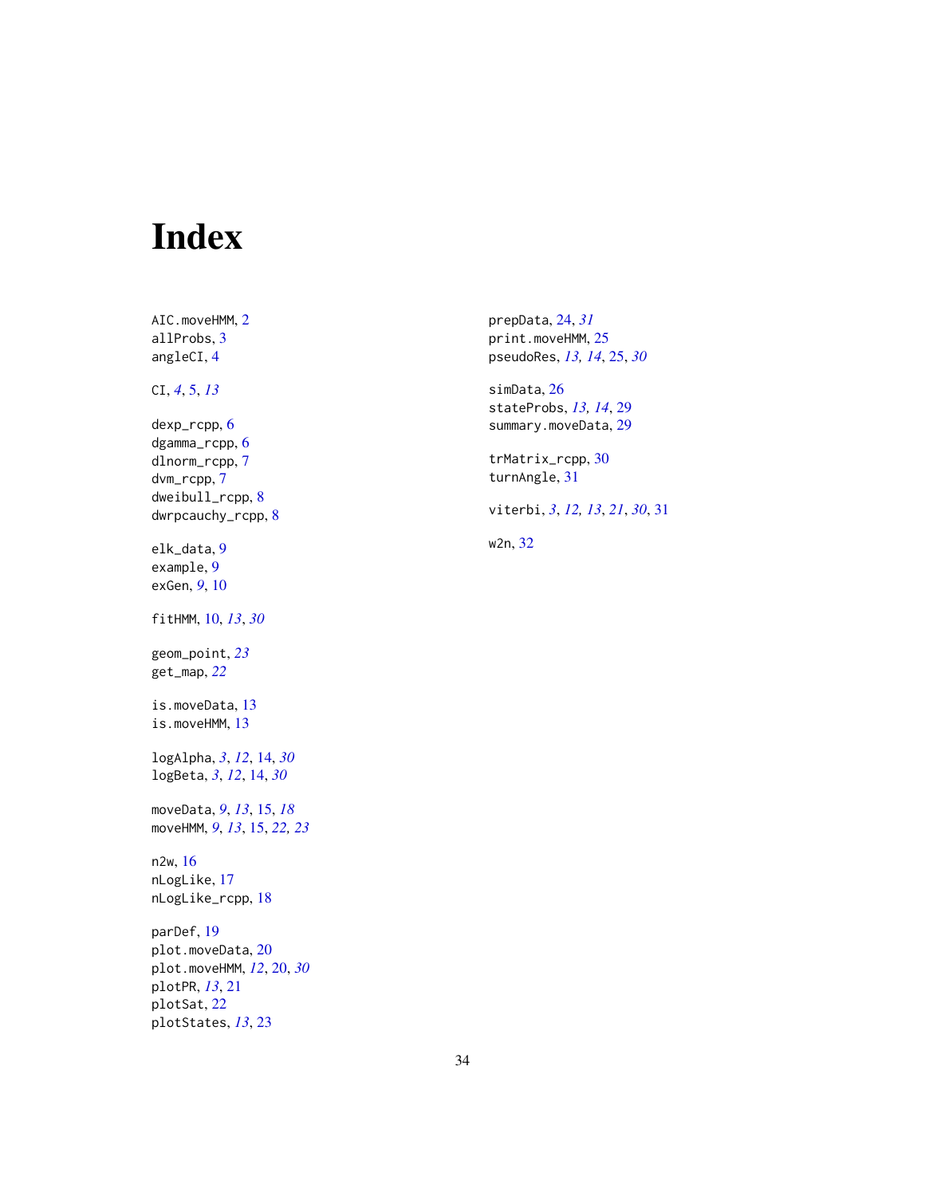# Index

AIC.moveHMM, 2
allProbs, 3
angleCI, 4

CI, *4*, 5, *13*

dexp_rcpp, 6
dgamma_rcpp, 6
dlnorm_rcpp, 7
dvm_rcpp, 7
dweibull_rcpp, 8
dwrpcauchy_rcpp, 8

elk_data, 9
example, 9
exGen, *9*, 10

fitHMM, 10, *13*, *30*

geom_point, *23*
get_map, *22*

is.moveData, 13
is.moveHMM, 13

logAlpha, *3*, *12*, 14, *30*
logBeta, *3*, *12*, 14, *30*

moveData, *9*, *13*, 15, *18*
moveHMM, *9*, *13*, 15, *22, 23*

n2w, 16
nLogLike, 17
nLogLike_rcpp, 18

parDef, 19
plot.moveData, 20
plot.moveHMM, *12*, 20, *30*
plotPR, *13*, 21
plotSat, 22
plotStates, *13*, 23

prepData, 24, *31*
print.moveHMM, 25
pseudoRes, *13, 14*, 25, *30*

simData, 26
stateProbs, *13, 14*, 29
summary.moveData, 29

trMatrix_rcpp, 30
turnAngle, 31

viterbi, *3*, *12, 13*, *21*, *30*, 31

w2n, 32